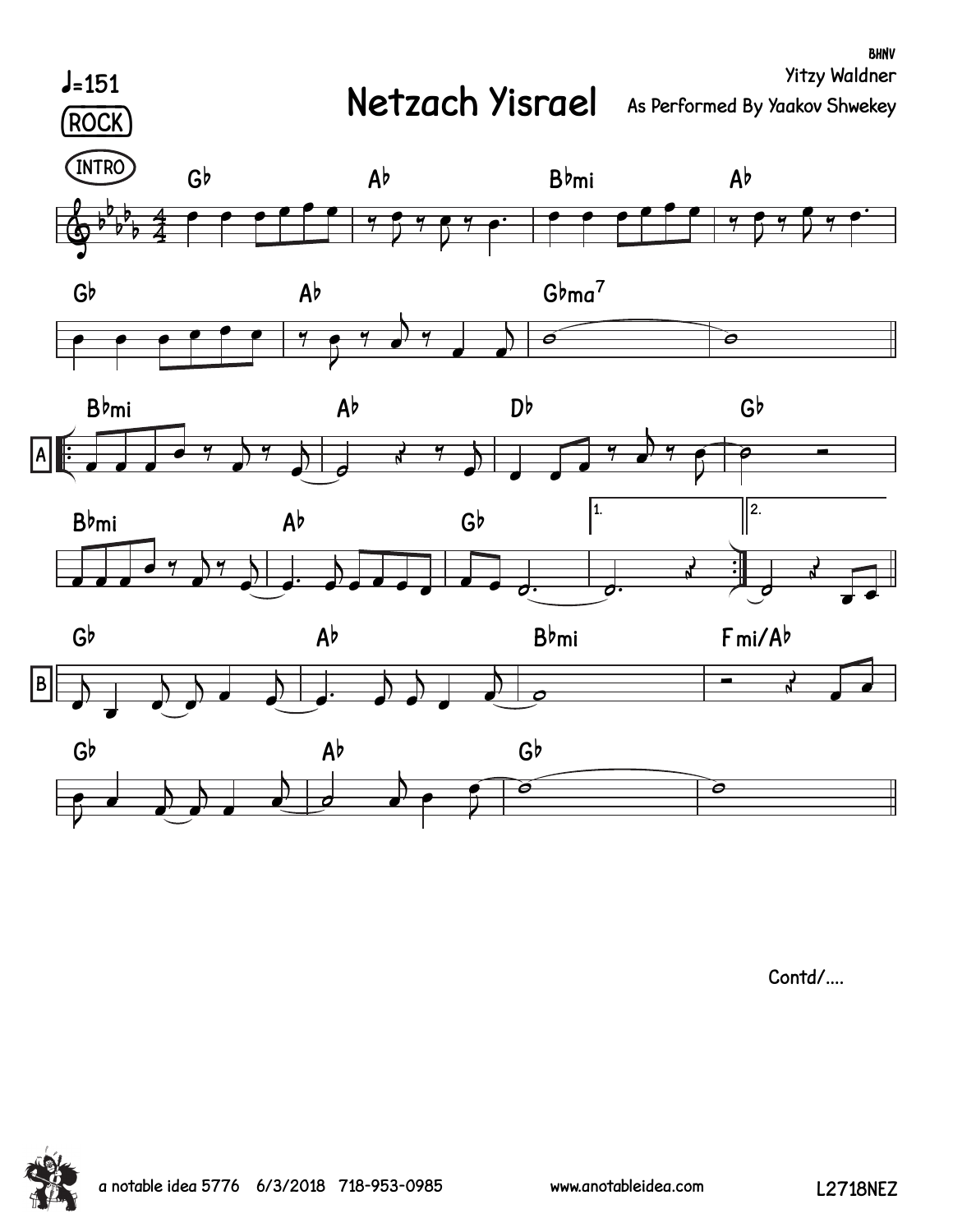BHNV

Yitzy Waldner

# Netzach Yisrael

As Performed By Yaakov Shwekey

♩=151

ROCK

INTRO

Gb Ab Bbmi Ab

Gb Ab Gbma7

A

Bbmi Ab Db Gb

Bbmi Ab Gb 1. 2.

B

Gb Ab Bbmi Fmi/Ab

Gb Ab Gb

Contd/....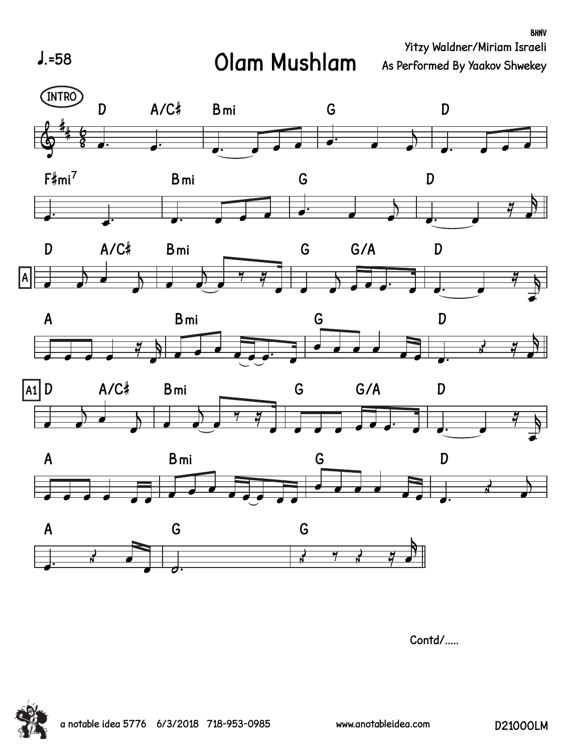BHNV

# Olam Mushlam

♩.=58

Yitzy Waldner/Miriam Israeli

As Performed By Yaakov Shwekey

Contd/.....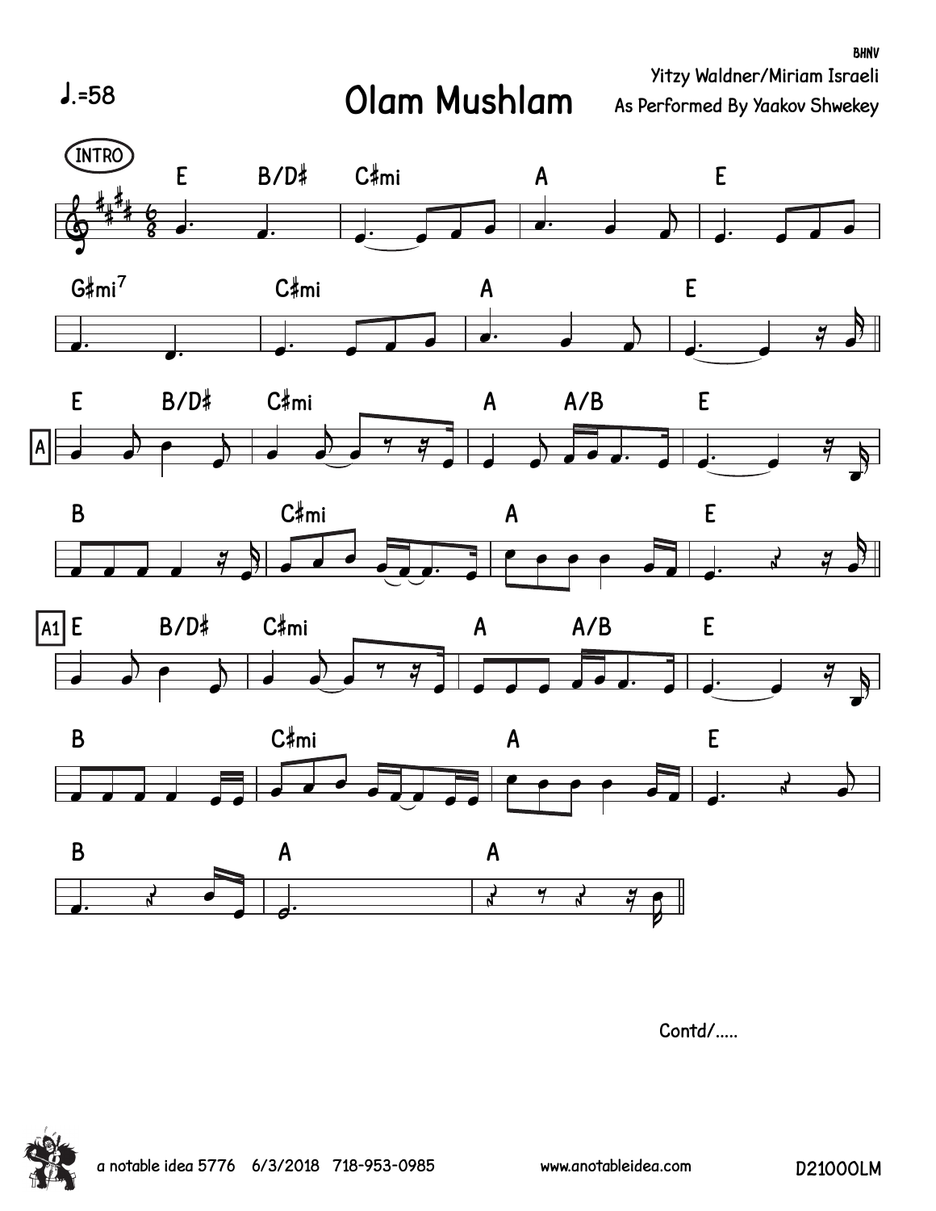# Olam Mushlam

♩.=58

Yitzy Waldner/Miriam Israeli
As Performed By Yaakov Shwekey

INTRO

E B/D♯ | C♯mi | A | E

G♯mi7 | C♯mi | A | E

A

E B/D♯ | C♯mi | A A/B | E

B | C♯mi | A | E

A1

E B/D♯ | C♯mi | A A/B | E

B | C♯mi | A | E

B | A | A

Contd/.....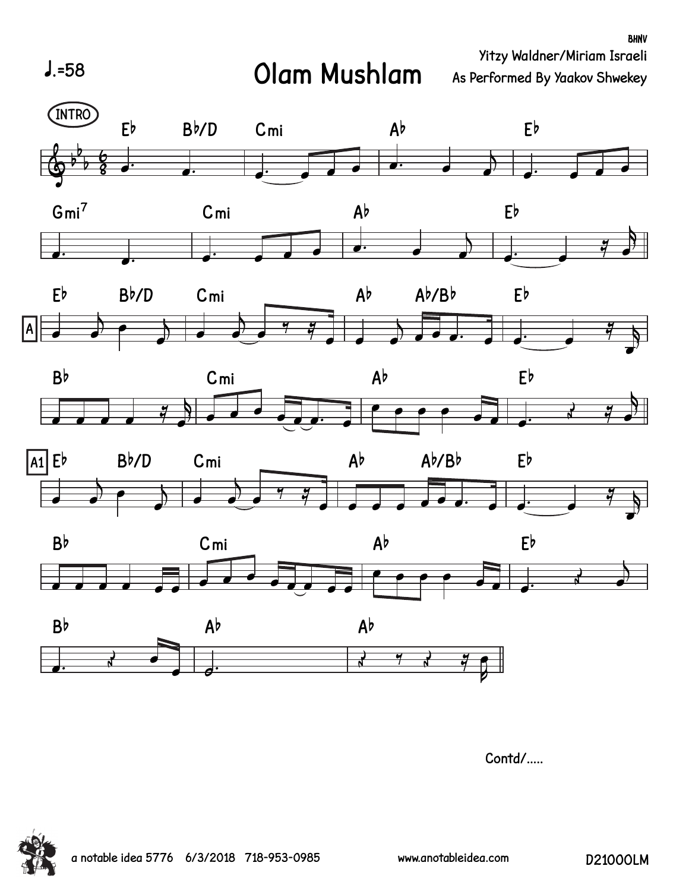BHNV

# Olam Mushlam

♩.=58

Yitzy Waldner/Miriam Israeli

As Performed By Yaakov Shwekey

INTRO

Eb Bb/D Cmi Ab Eb

Gmi7 Cmi Ab Eb

A

Eb Bb/D Cmi Ab Ab/Bb Eb

Bb Cmi Ab Eb

A1

Eb Bb/D Cmi Ab Ab/Bb Eb

Bb Cmi Ab Eb

Bb Ab Ab

Contd/.....

a notable idea 5776 6/3/2018 718-953-0985 www.anotableidea.com D2100OLM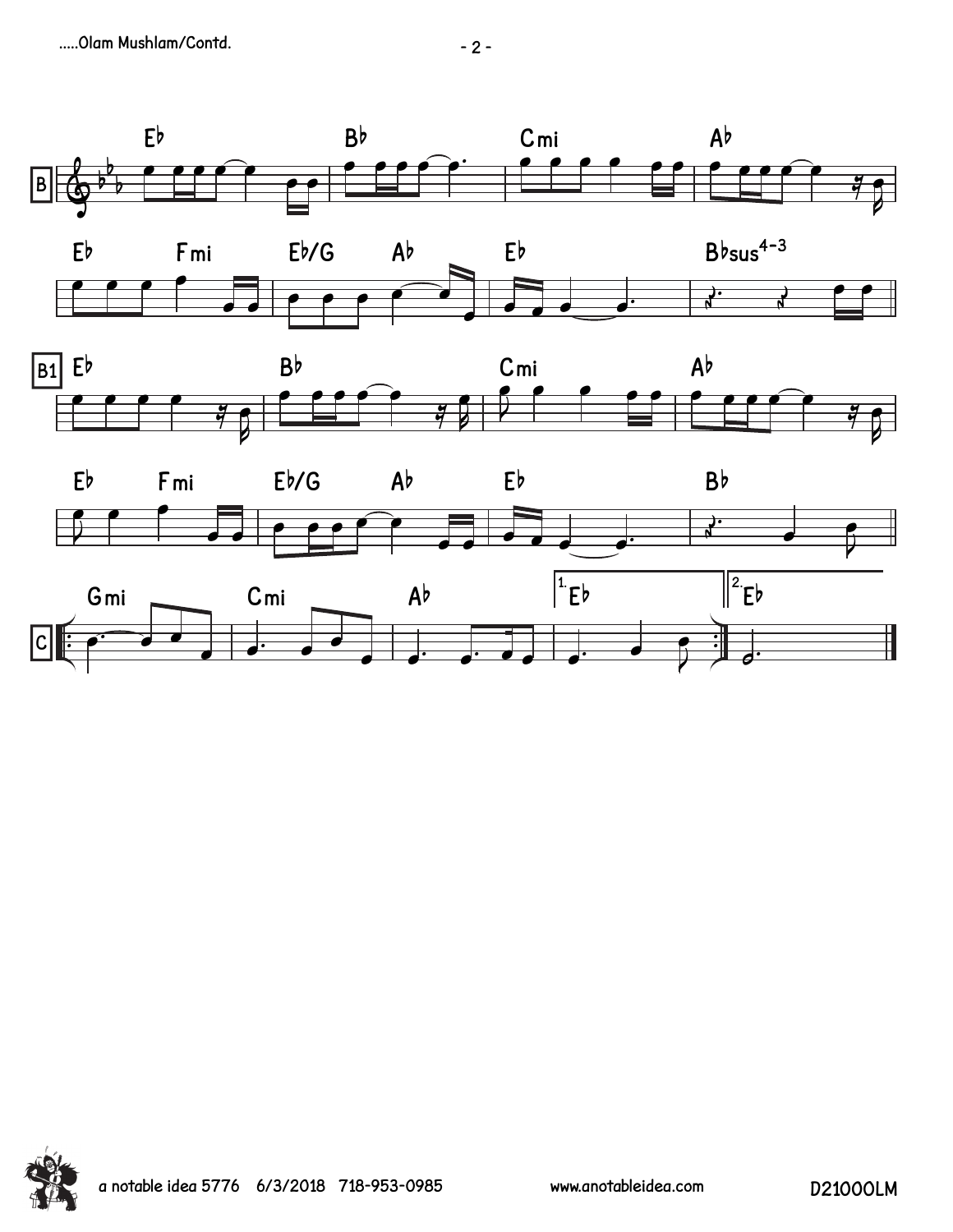B

Eb | Bb | Cmi | Ab

Eb | Fmi | Eb/G | Ab | Eb | Bbsus4-3

B1

Eb | Bb | Cmi | Ab

Eb | Fmi | Eb/G | Ab | Eb | Bb

C

Gmi | Cmi | Ab | 1. Eb | 2. Eb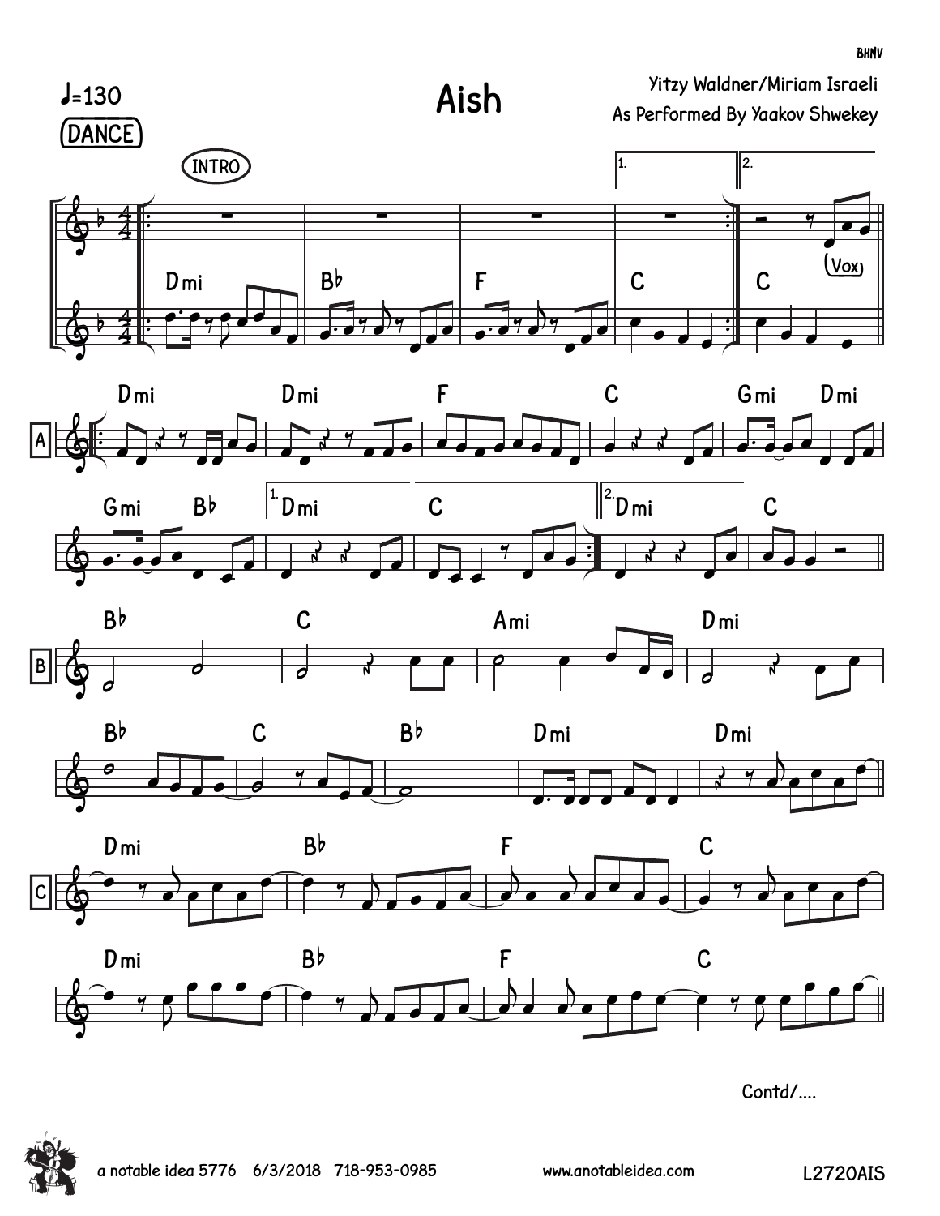♩=130

DANCE

# Aish

Yitzy Waldner/Miriam Israeli

As Performed By Yaakov Shwekey

BHNV

INTRO

(Vox)

Dmi | B♭ | F | C | C

**A**

Dmi | Dmi | F | C | Gmi Dmi

Gmi B♭ | 1. Dmi | C | 2. Dmi | C

**B**

B♭ | C | Ami | Dmi

B♭ | C | B♭ | Dmi | Dmi

**C**

Dmi | B♭ | F | C

Dmi | B♭ | F | C

Contd/....

a notable idea 5776 6/3/2018 718-953-0985 www.anotableidea.com L2720AIS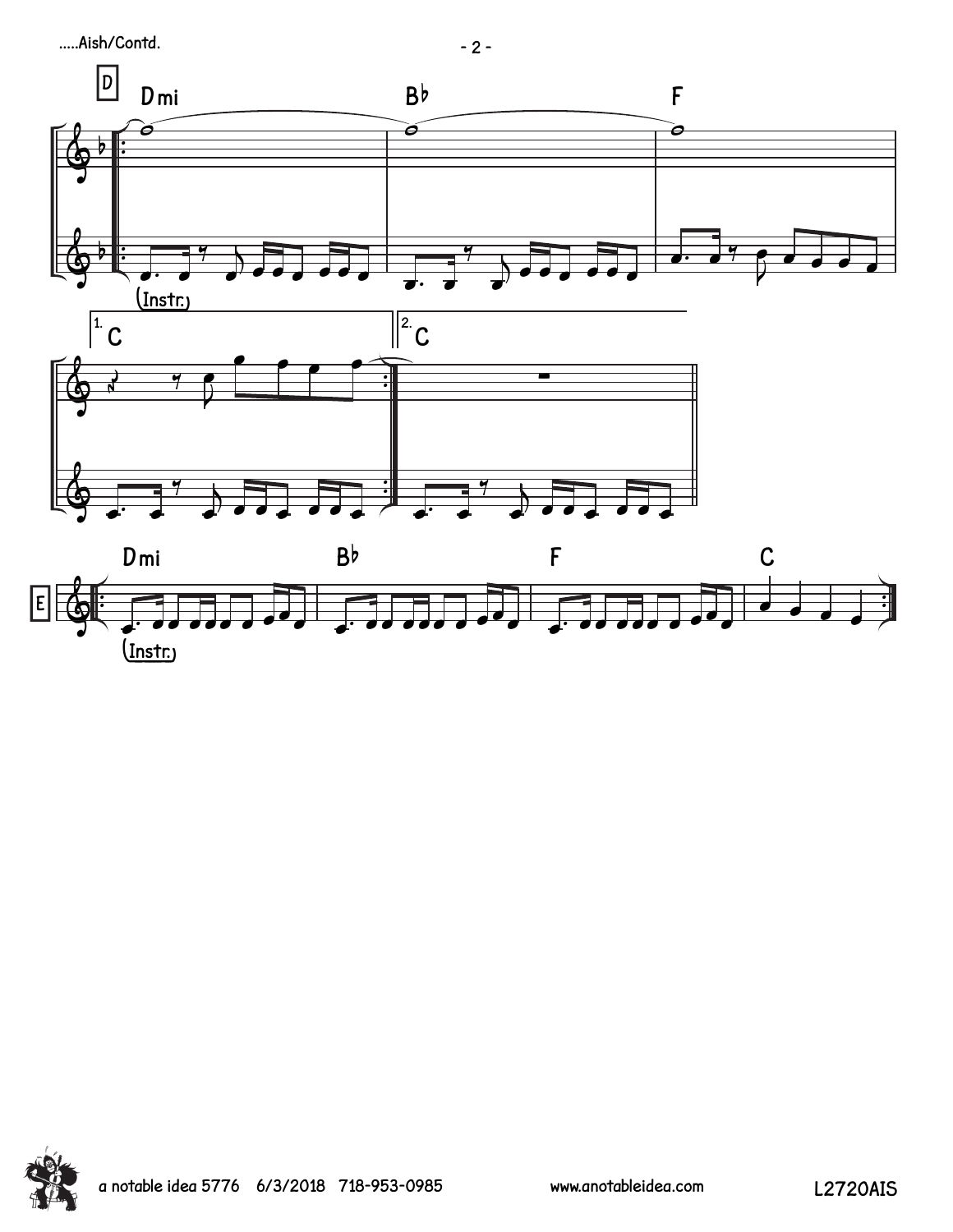**D**

Dmi | B♭ | F

(Instr.)

1. C | 2. C

**E**

Dmi | B♭ | F | C

(Instr.)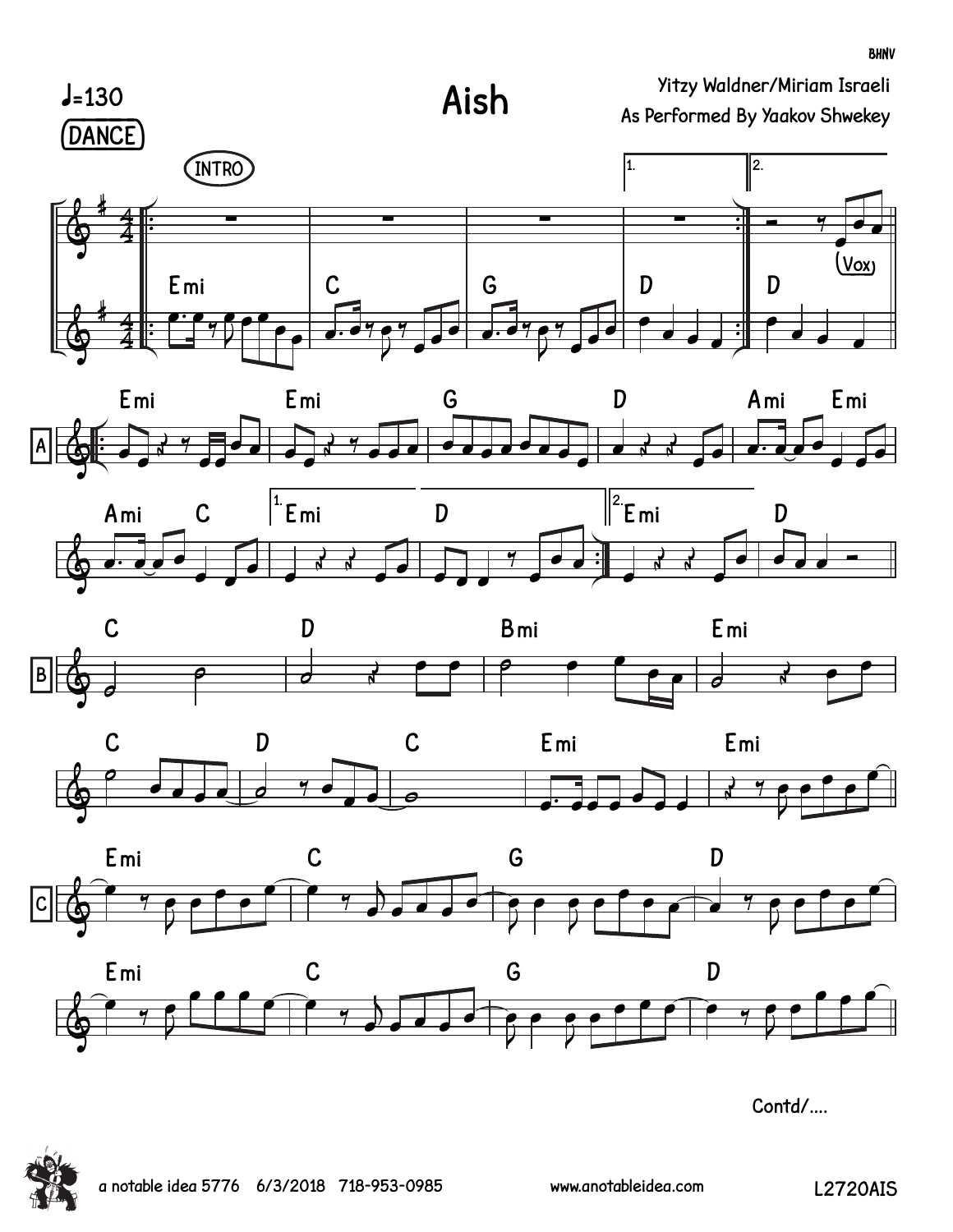# Aish

♩=130

DANCE

Yitzy Waldner/Miriam Israeli

As Performed By Yaakov Shwekey

INTRO

(Vox)

Emi | C | G | D | D

A

Emi | Emi | G | D | Ami Emi

Ami C | Emi | D | Emi | D

B

C | D | Bmi | Emi

C D | C | Emi | Emi

C

Emi | C | G | D

Emi | C | G | D

Contd/....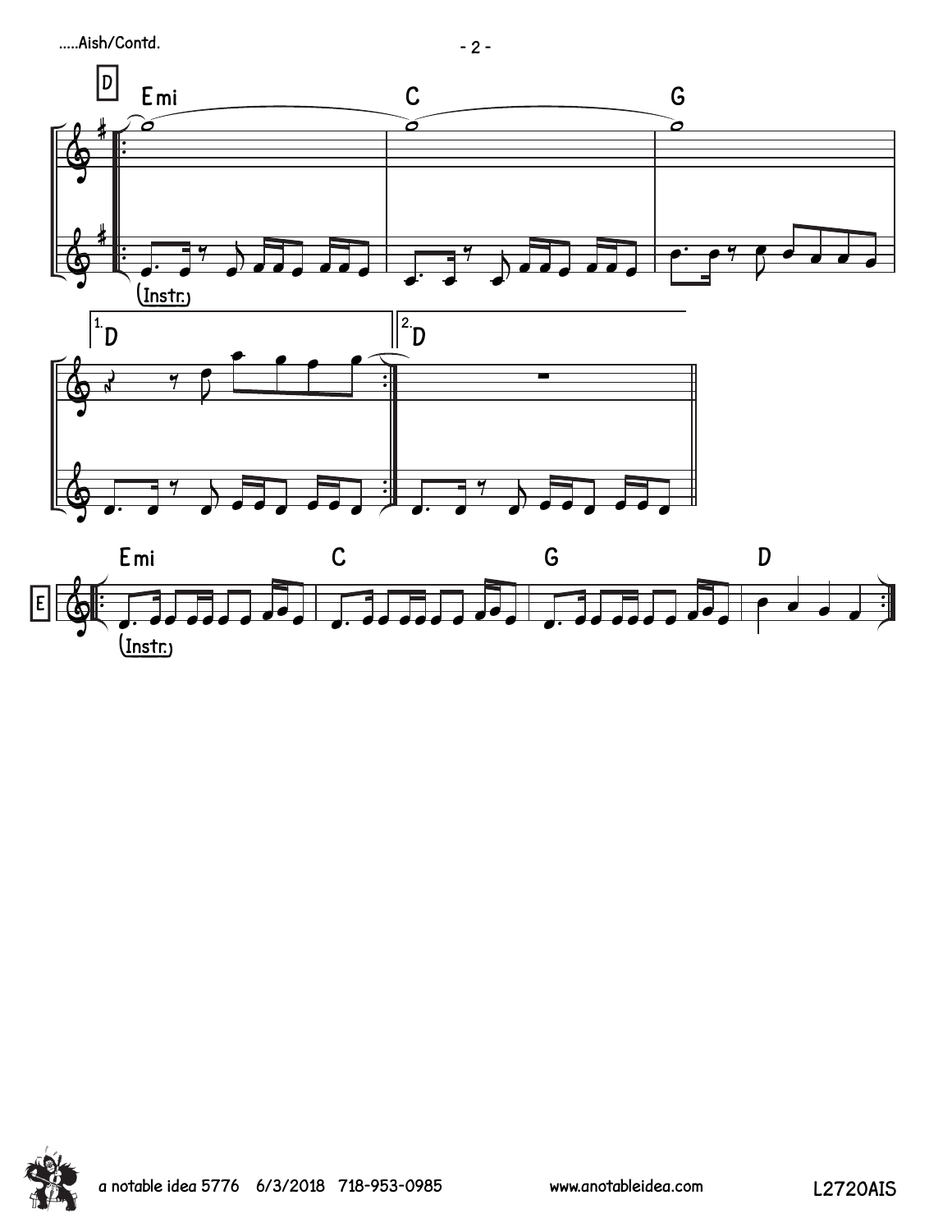D

Emi | C | G

(Instr.)

1. D | 2. D

E

Emi | C | G | D

(Instr.)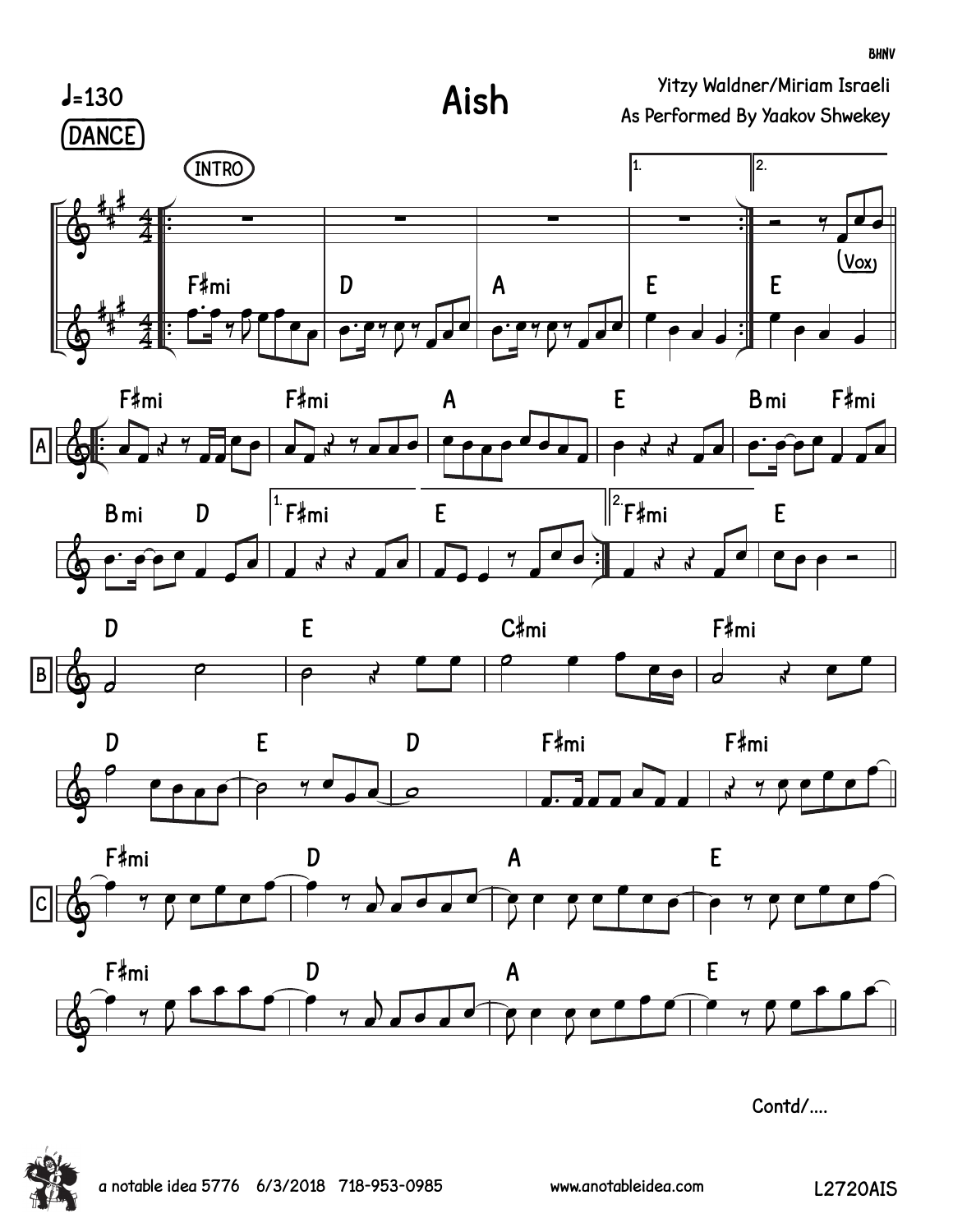# Aish

♩=130

DANCE

Yitzy Waldner/Miriam Israeli

As Performed By Yaakov Shwekey

INTRO

(Vox)

F♯mi D A E E

A

F♯mi F♯mi A E Bmi F♯mi

Bmi D F♯mi E F♯mi E

B

D E C♯mi F♯mi

D E D F♯mi F♯mi

C

F♯mi D A E

F♯mi D A E

Contd/....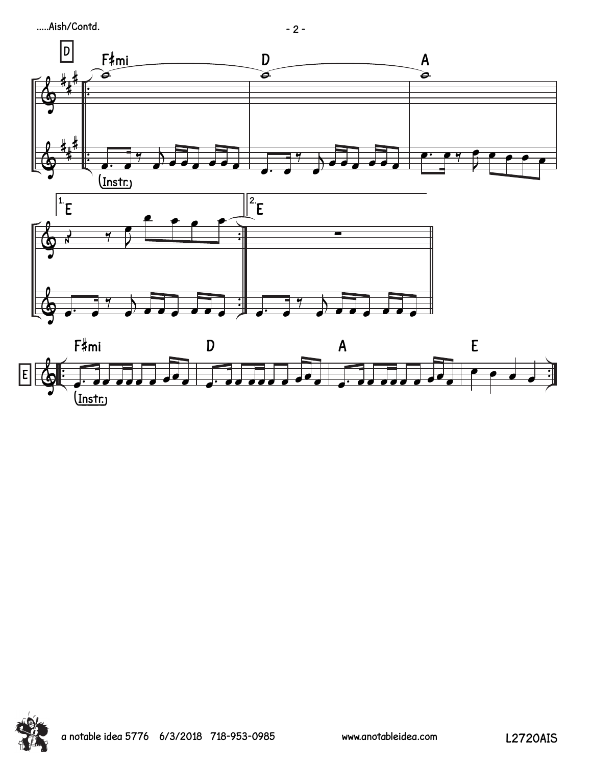D

F♯mi D A

(Instr.)

1. E 2. E

E

F♯mi D A E

(Instr.)

a notable idea 5776 6/3/2018 718-953-0985 www.anotableidea.com L2720AIS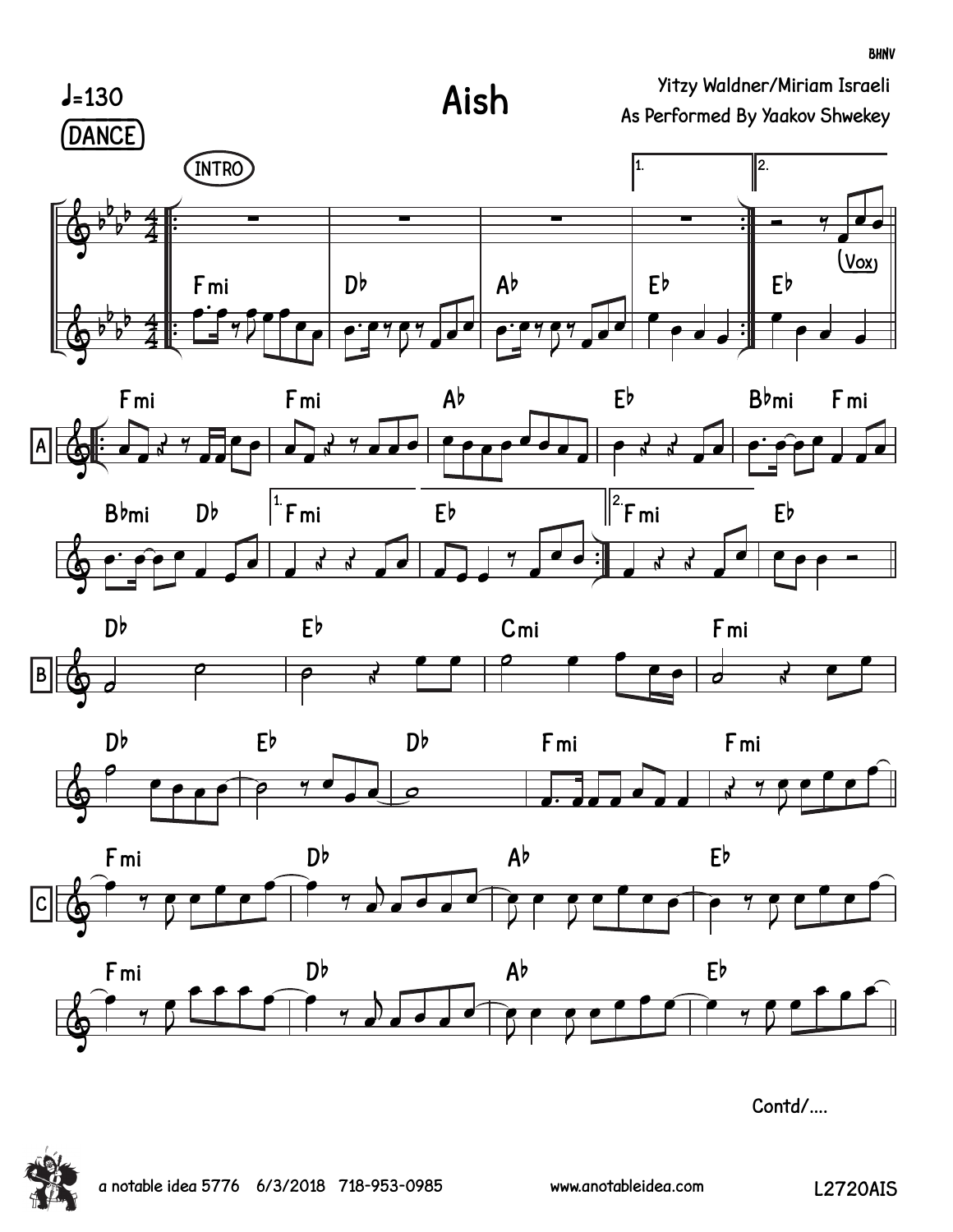# Aish

♩=130

DANCE

Yitzy Waldner/Miriam Israeli

As Performed By Yaakov Shwekey

INTRO

Fmi | D♭ | A♭ | E♭ | E♭ (Vox)

A: Fmi | Fmi | A♭ | E♭ | B♭mi Fmi | B♭mi D♭ | 1. Fmi | E♭ | 2. Fmi | E♭

B: D♭ | E♭ | Cmi | Fmi | D♭ | E♭ | D♭ | Fmi | Fmi

C: Fmi | D♭ | A♭ | E♭ | Fmi | D♭ | A♭ | E♭

Contd/....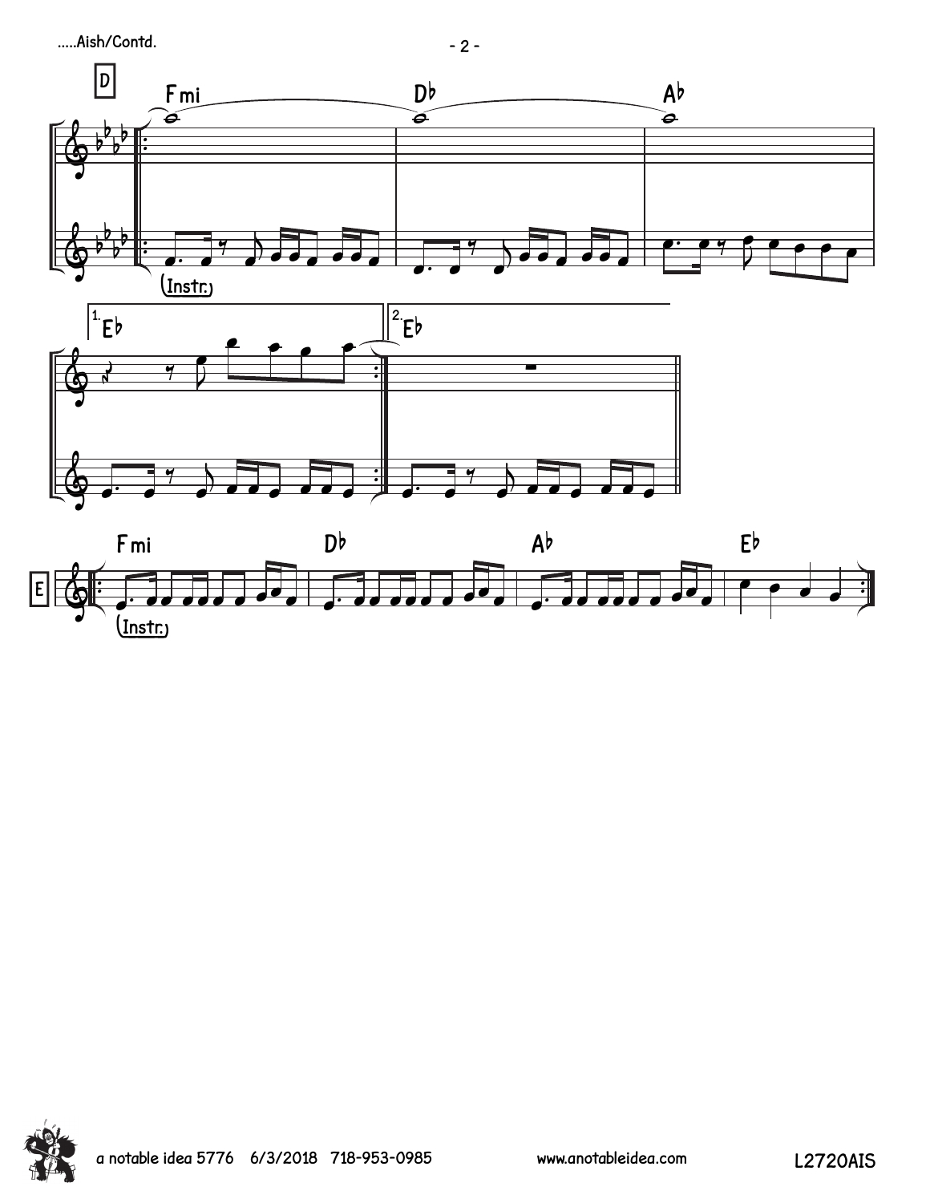D

Fmi | D♭ | A♭

(Instr.)

1. E♭ | 2. E♭

E

Fmi | D♭ | A♭ | E♭

(Instr.)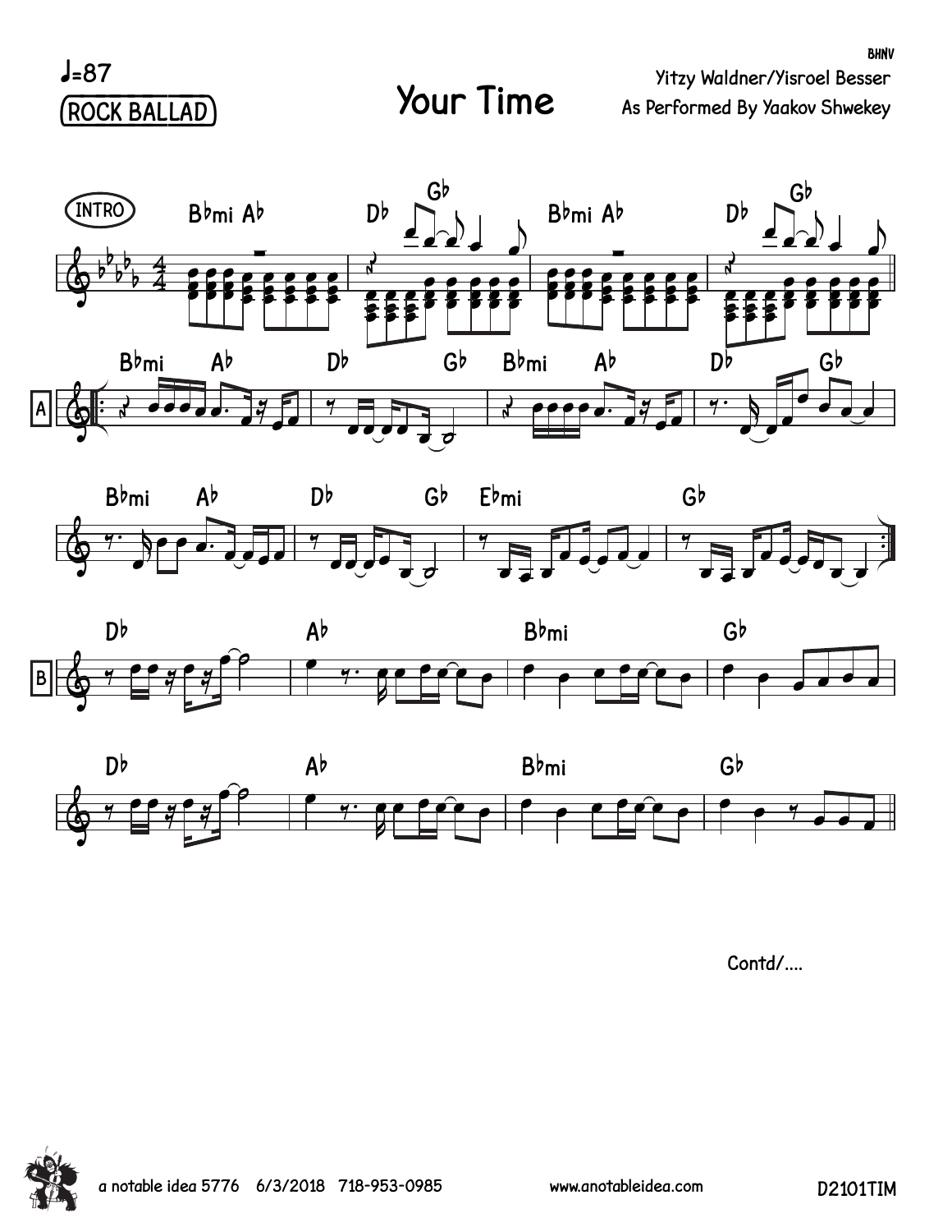♩=87

ROCK BALLAD

# Your Time

BHNV

Yitzy Waldner/Yisroel Besser

As Performed By Yaakov Shwekey

INTRO

Bbmi Ab | Db Gb | Bbmi Ab | Db Gb

A

Bbmi Ab | Db Gb | Bbmi Ab | Db Gb

Bbmi Ab | Db Gb | Ebmi | Gb

B

Db | Ab | Bbmi | Gb

Db | Ab | Bbmi | Gb

Contd/....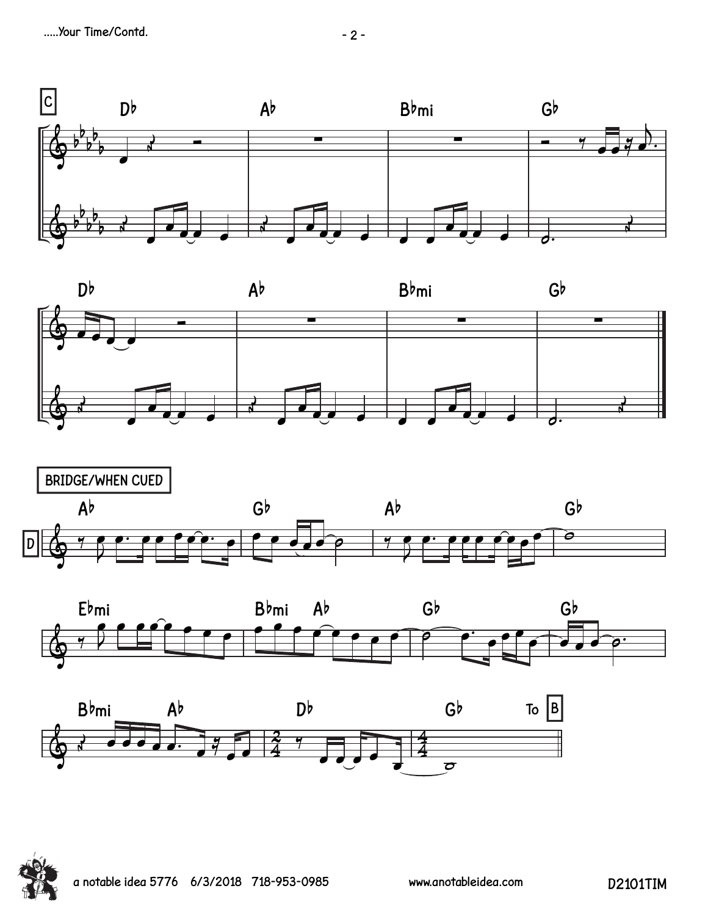C

Db Ab Bbmi Gb

Db Ab Bbmi Gb

BRIDGE/WHEN CUED

D

Ab Gb Ab Gb

Ebmi Bbmi Ab Gb Gb

Bbmi Ab Db Gb To B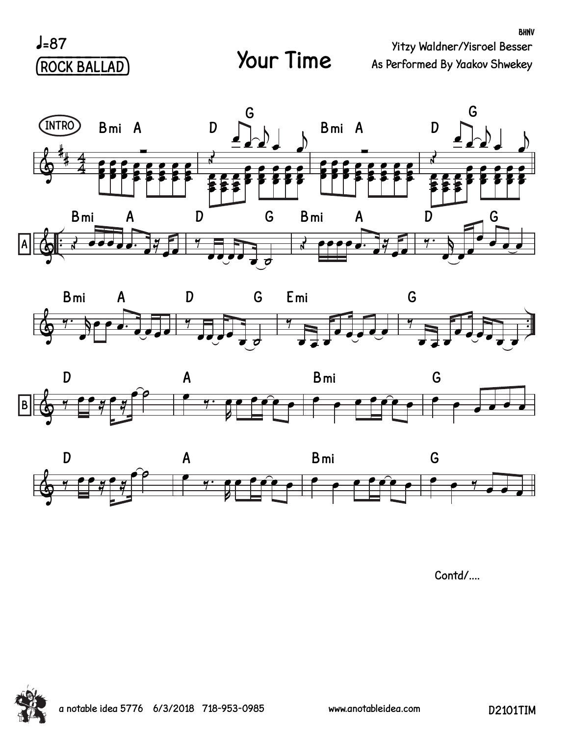♩=87

ROCK BALLAD

# Your Time

BHNV

Yitzy Waldner/Yisroel Besser

As Performed By Yaakov Shwekey

Contd/....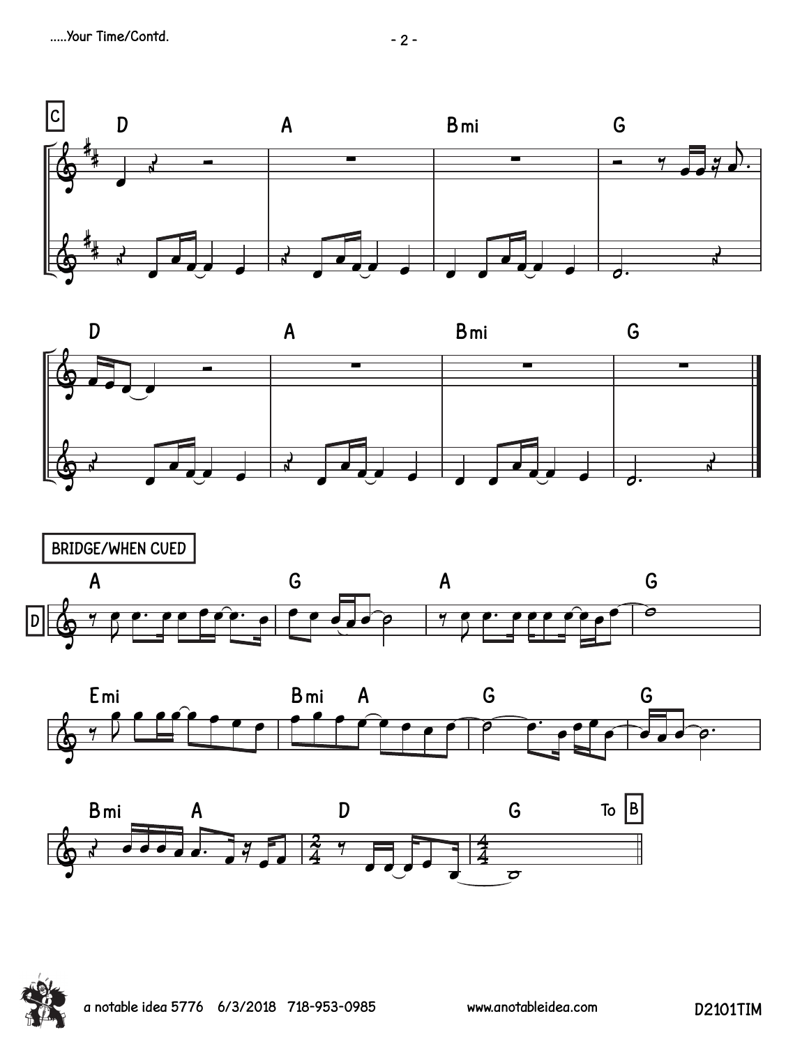**C**

D | A | Bmi | G

D | A | Bmi | G

**BRIDGE/WHEN CUED**

**D**

A | G | A | G

Emi | Bmi A | G | G

Bmi A | D | G

To **B**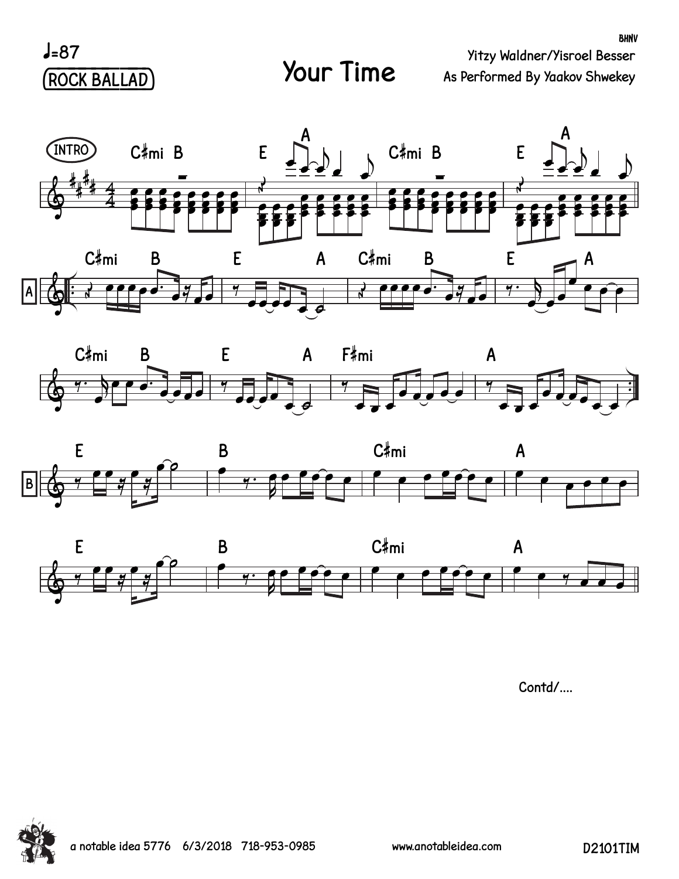♩=87

ROCK BALLAD

# Your Time

BHNV

Yitzy Waldner/Yisroel Besser

As Performed By Yaakov Shwekey

INTRO: C♯mi B | E A | C♯mi B | E A

A: C♯mi B | E A | C♯mi B | E A | C♯mi B | E A | F♯mi | A

B: E | B | C♯mi | A | E | B | C♯mi | A

Contd/....

a notable idea 5776 6/3/2018 718-953-0985 www.anotableidea.com D2101TIM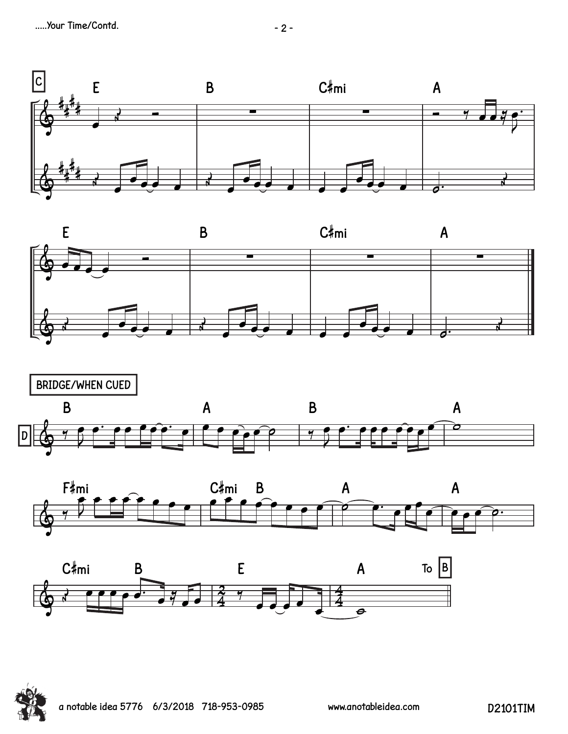C

E | B | C♯mi | A

E | B | C♯mi | A

BRIDGE/WHEN CUED

D

B | A | B | A

F♯mi | C♯mi B | A | A

C♯mi B | E | A

To B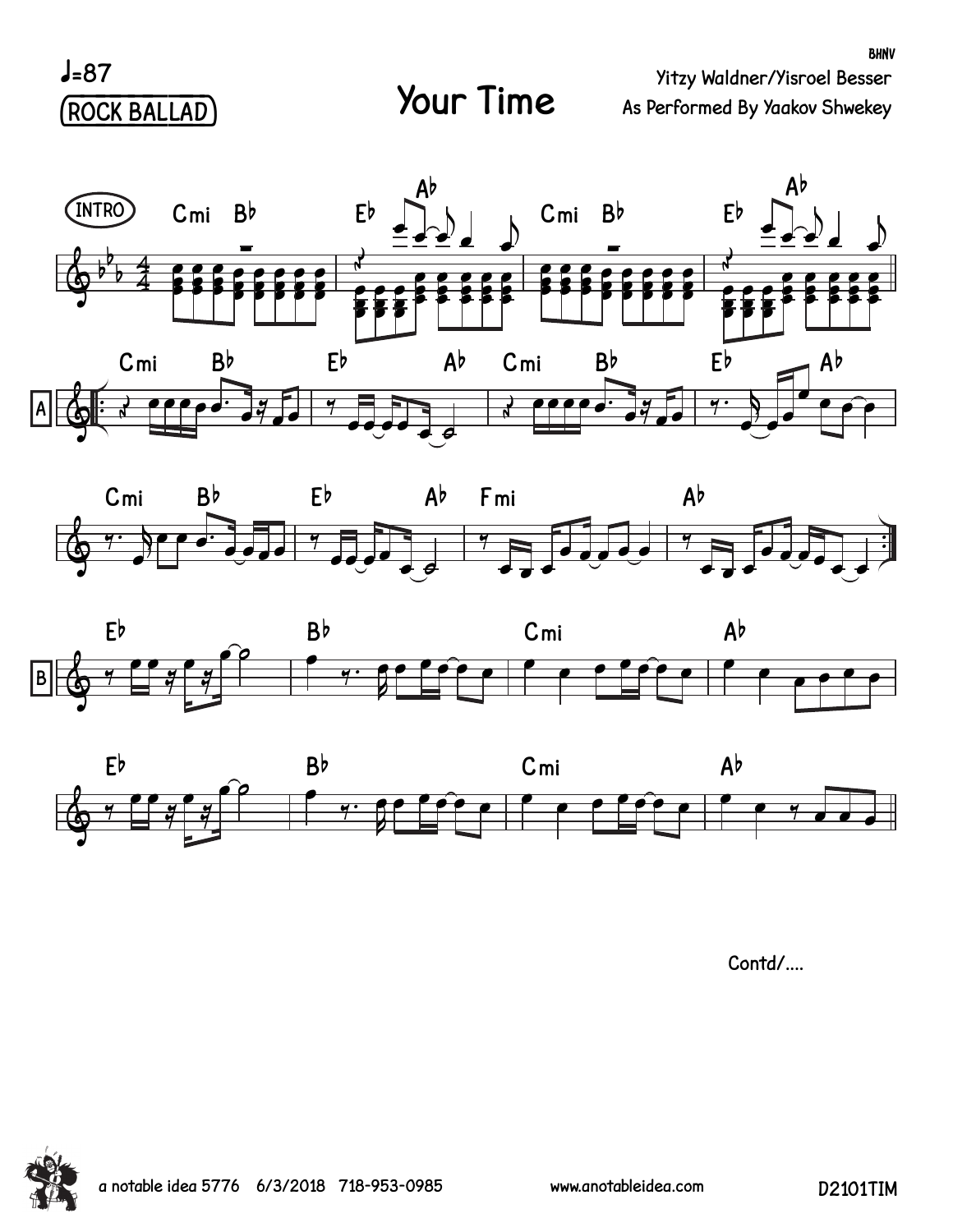♩=87

ROCK BALLAD

# Your Time

BHNV

Yitzy Waldner/Yisroel Besser

As Performed By Yaakov Shwekey

INTRO

Cmi Bb | Eb Ab | Cmi Bb | Eb Ab

A

Cmi Bb | Eb Ab | Cmi Bb | Eb Ab

Cmi Bb | Eb Ab | Fmi | Ab

B

Eb | Bb | Cmi | Ab

Eb | Bb | Cmi | Ab

Contd/....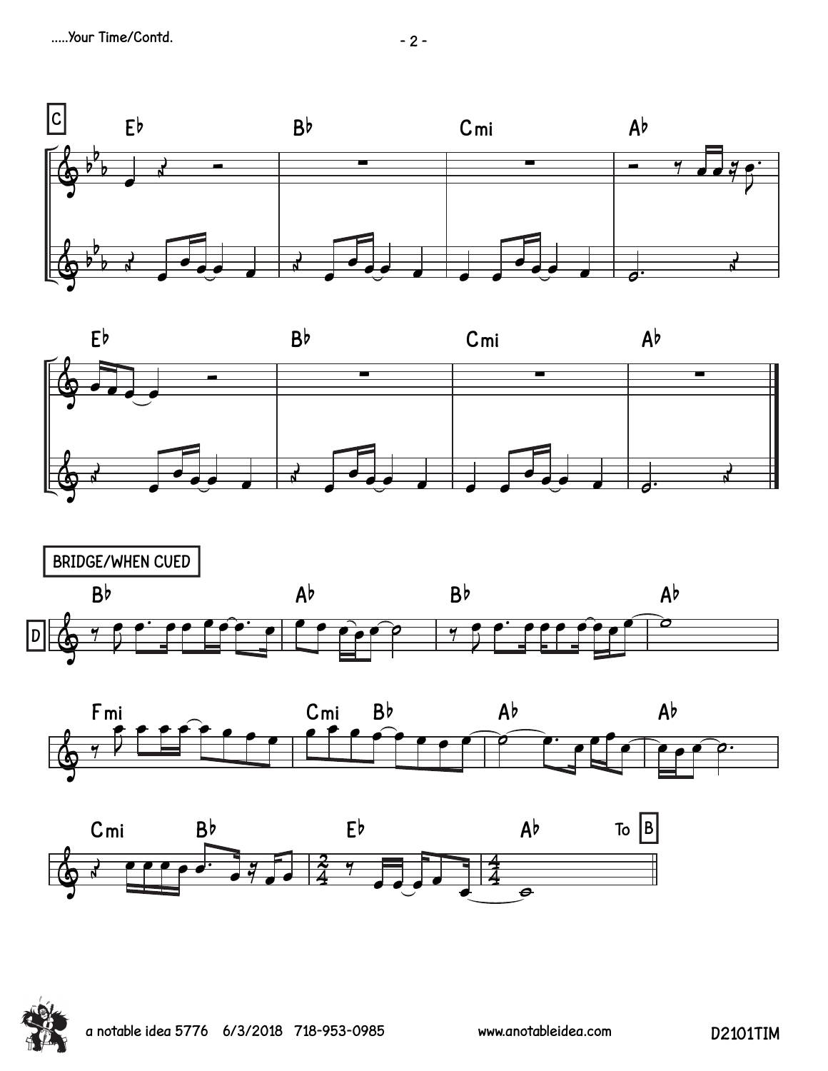C

Eb | Bb | Cmi | Ab

Eb | Bb | Cmi | Ab

BRIDGE/WHEN CUED

D

Bb | Ab | Bb | Ab

Fmi | Cmi Bb | Ab | Ab

Cmi Bb | Eb | Ab To B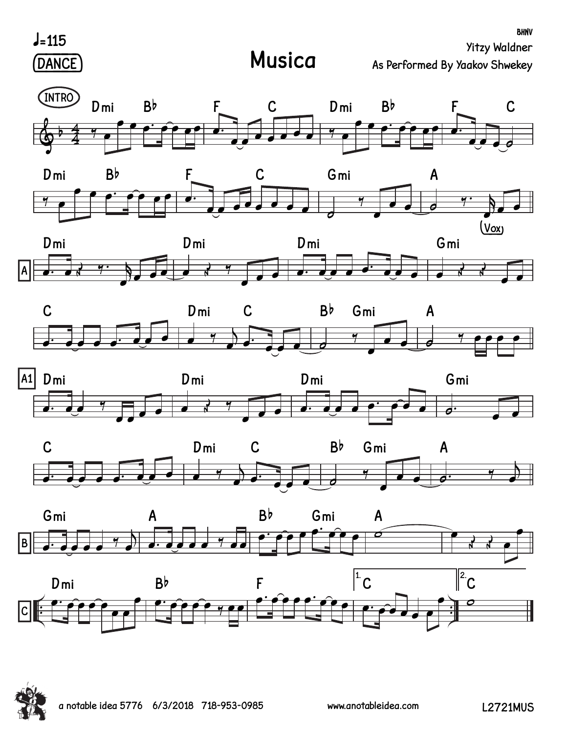BHNV

♩=115

DANCE

# Musica

Yitzy Waldner

As Performed By Yaakov Shwekey

INTRO

Dmi Bb F C Dmi Bb F C

Dmi Bb F C Gmi A

(Vox)

A

Dmi Dmi Dmi Gmi

C Dmi C Bb Gmi A

A1

Dmi Dmi Dmi Gmi

C Dmi C Bb Gmi A

B

Gmi A Bb Gmi A

C

Dmi Bb F 1. C 2. C

a notable idea 5776 6/3/2018 718-953-0985 www.anotableidea.com L2721MUS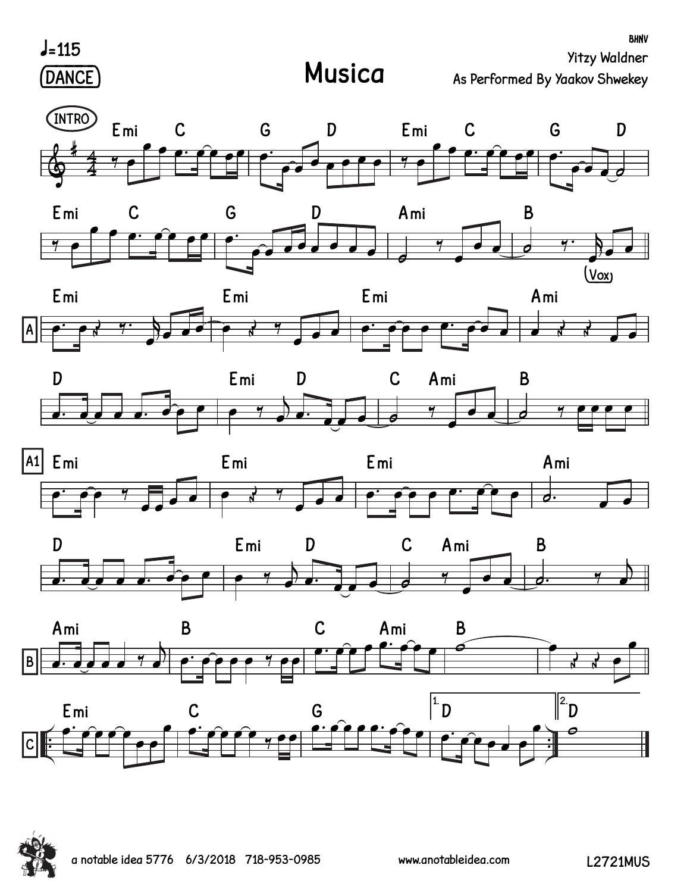♩=115

DANCE

# Musica

BHNV

Yitzy Waldner

As Performed By Yaakov Shwekey

INTRO

Emi C G D Emi C G D

Emi C G D Ami B

(Vox)

A

Emi Emi Emi Ami

D Emi D C Ami B

A1

Emi Emi Emi Ami

D Emi D C Ami B

B

Ami B C Ami B

C

Emi C G 1. D 2. D

a notable idea 5776 6/3/2018 718-953-0985 www.anotableidea.com L2721MUS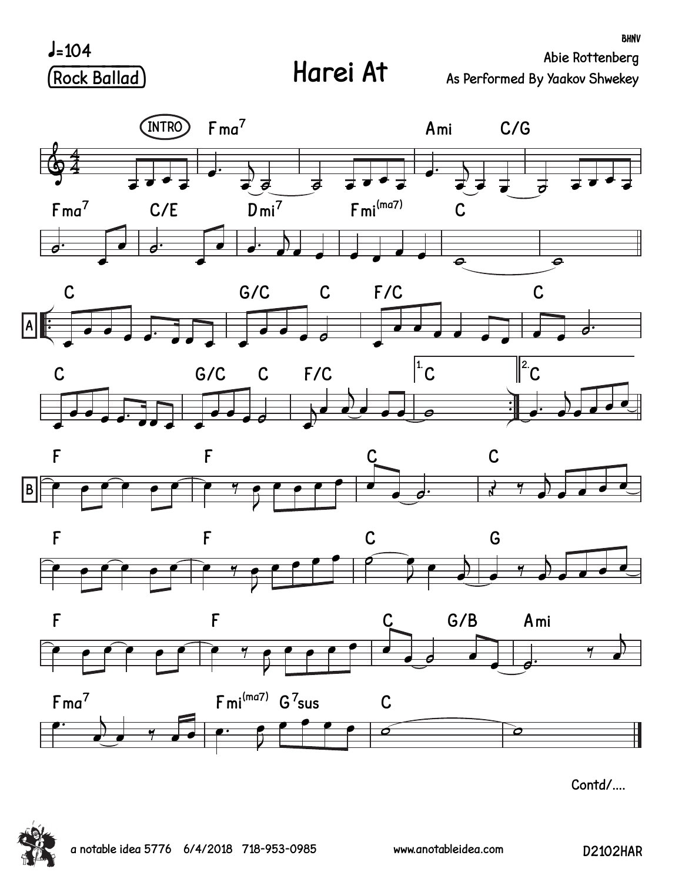♩=104

Rock Ballad

# Harei At

BHNV

Abie Rottenberg

As Performed By Yaakov Shwekey

Contd/....

a notable idea 5776   6/4/2018   718-953-0985

www.anotableidea.com

D2102HAR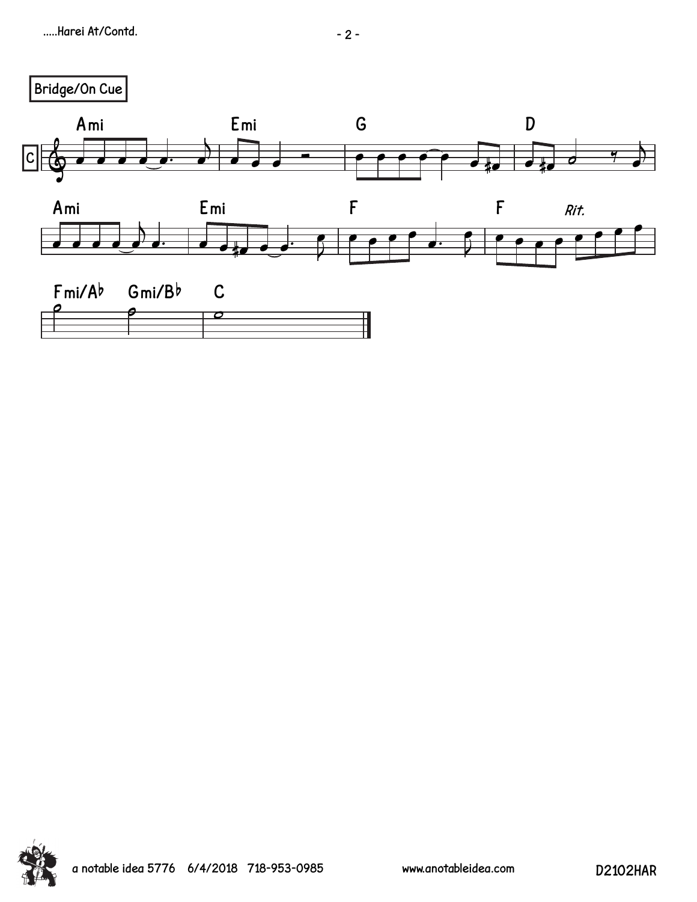## Bridge/On Cue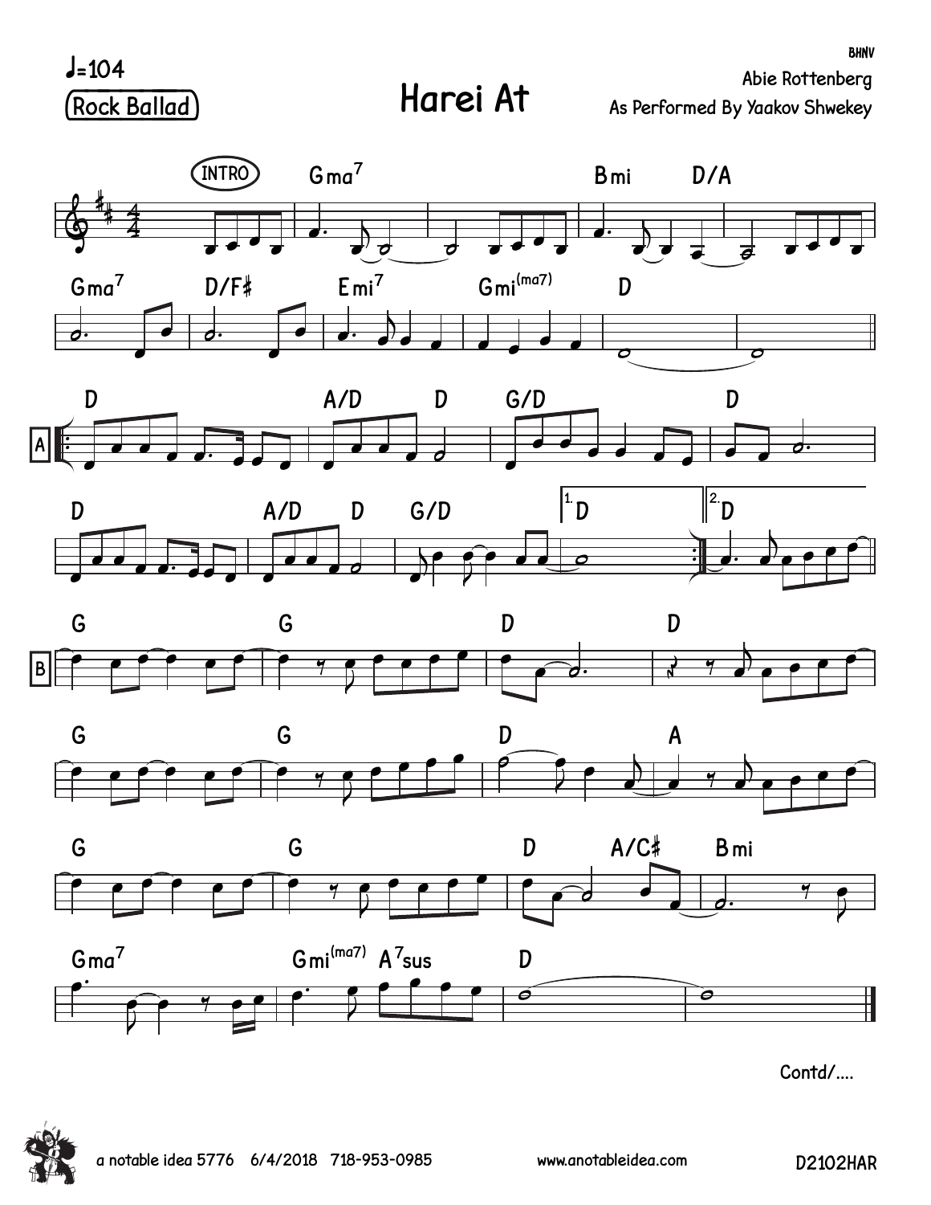BHNV

♩=104

Rock Ballad

# Harei At

Abie Rottenberg

As Performed By Yaakov Shwekey

INTRO

Gma7 | Bmi D/A

Gma7 D/F♯ | Emi7 | Gmi(ma7) | D

A

D | A/D D | G/D | D

D | A/D D | G/D | 1. D | 2. D

B

G | G | D | D

G | G | D | A

G | G | D A/C♯ | Bmi

Gma7 | Gmi(ma7) A7sus | D

Contd/....

a notable idea 5776 6/4/2018 718-953-0985 www.anotableidea.com D2102HAR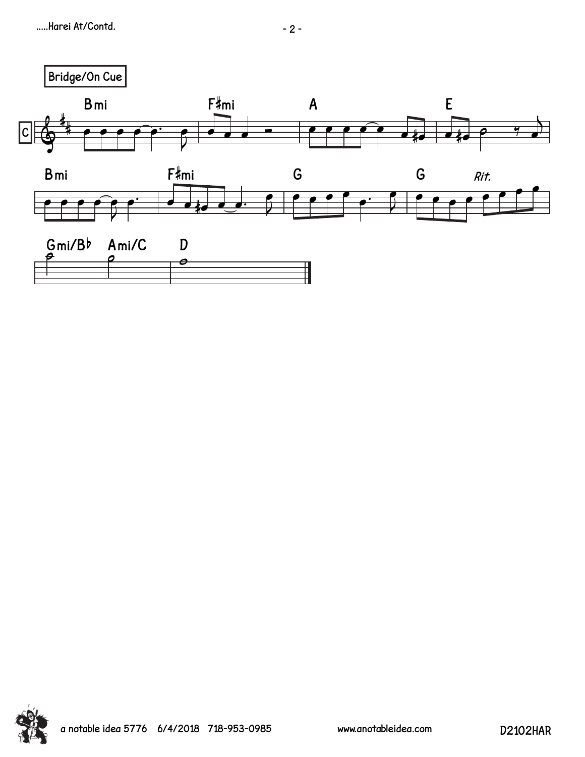Bridge/On Cue

Bmi | F♯mi | A | E

Bmi | F♯mi | G | G *Rit.*

Gmi/B♭ Ami/C | D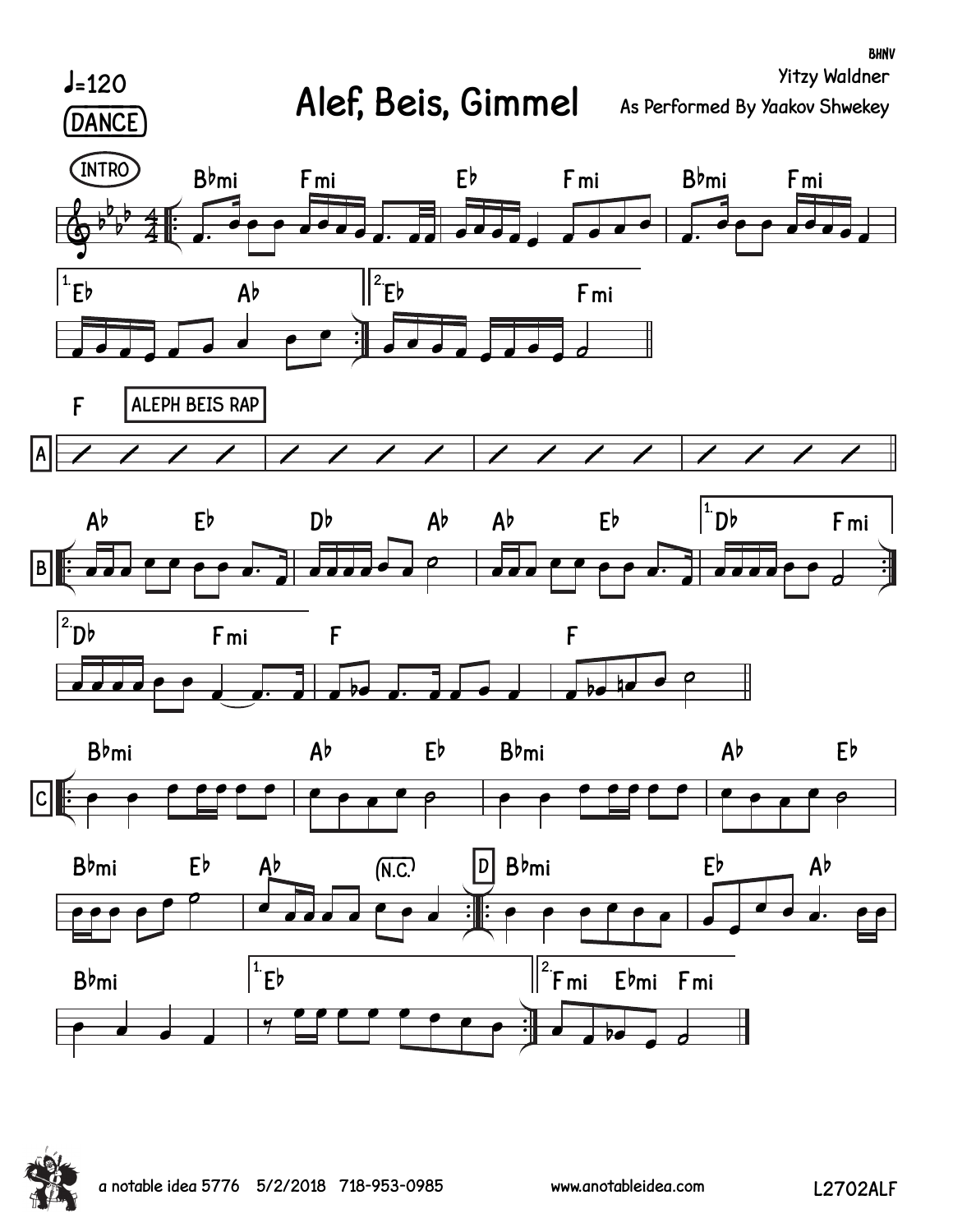BHNV

♩=120

DANCE

# Alef, Beis, Gimmel

Yitzy Waldner

As Performed By Yaakov Shwekey

INTRO

B♭mi F mi E♭ F mi B♭mi F mi

1. E♭ A♭ 2. E♭ F mi

F ALEPH BEIS RAP

A

B A♭ E♭ D♭ A♭ A♭ E♭ 1. D♭ F mi

2. D♭ F mi F F

C B♭mi A♭ E♭ B♭mi A♭ E♭

B♭mi E♭ A♭ (N.C.) D B♭mi E♭ A♭

B♭mi 1. E♭ 2. F mi E♭mi F mi

a notable idea 5776 5/2/2018 718-953-0985 www.anotableidea.com L2702ALF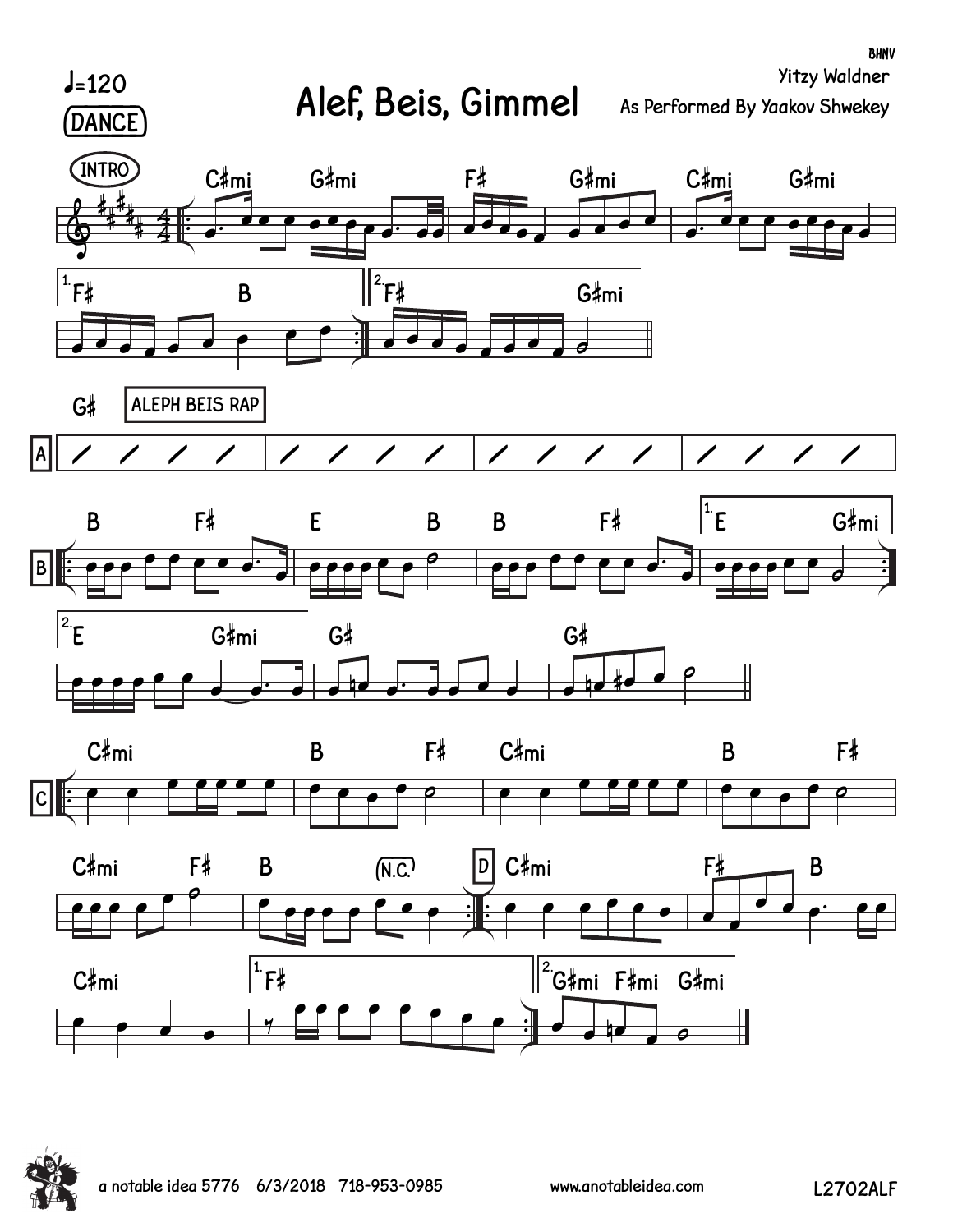# Alef, Beis, Gimmel

♩=120

DANCE

BHNV

Yitzy Waldner

As Performed By Yaakov Shwekey

INTRO

C♯mi G♯mi F♯ G♯mi C♯mi G♯mi

1. F♯ B 2. F♯ G♯mi

A

G♯ ALEPH BEIS RAP

B

B F♯ E B B F♯ 1. E G♯mi

2. E G♯mi G♯ G♯

C

C♯mi B F♯ C♯mi B F♯

C♯mi F♯ B (N.C.)

D

C♯mi F♯ B

C♯mi 1. F♯ 2. G♯mi F♯mi G♯mi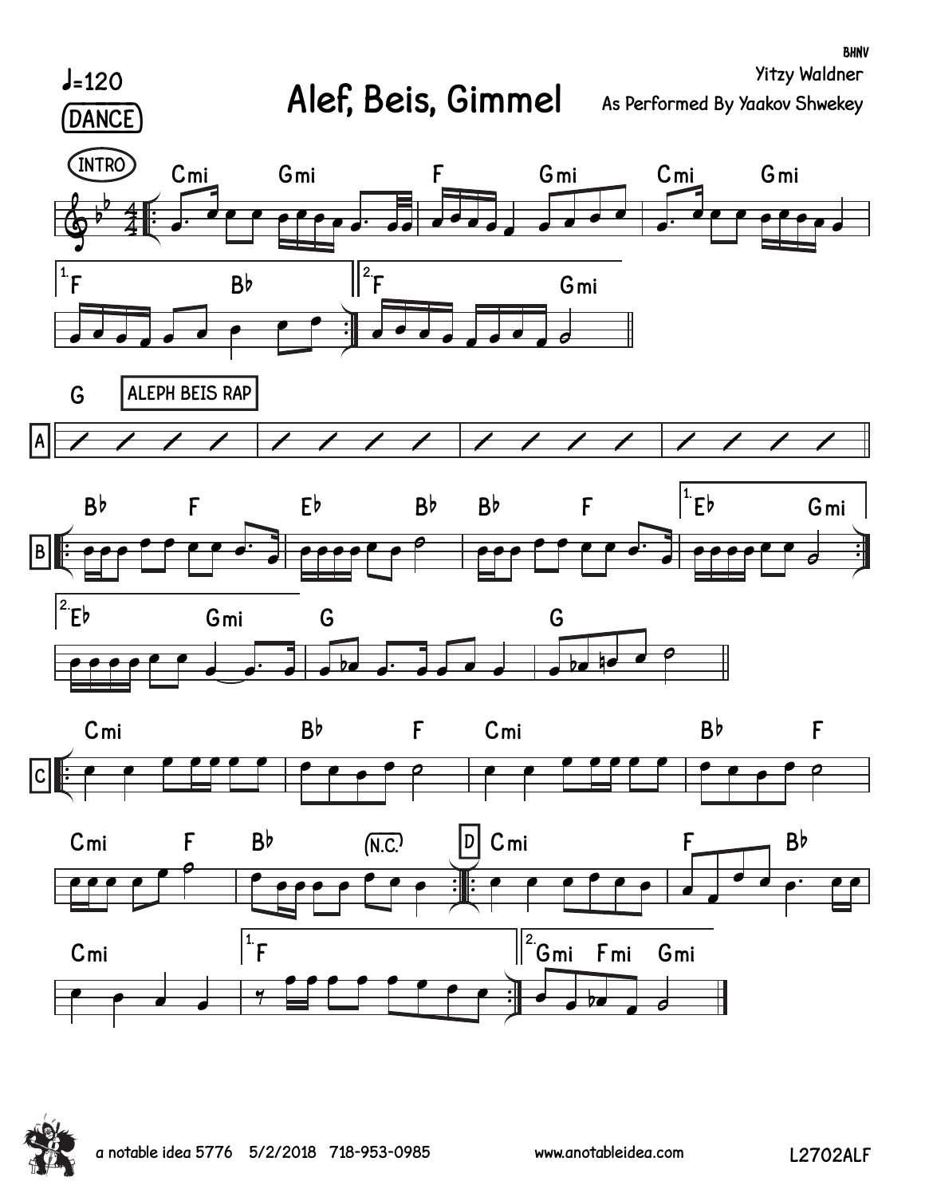BHNV

♩=120

DANCE

# Alef, Beis, Gimmel

Yitzy Waldner

As Performed By Yaakov Shwekey

INTRO

Cmi Gmi F Gmi Cmi Gmi

1. F B♭ 2. F Gmi

G ALEPH BEIS RAP

A

B B♭ F E♭ B♭ B♭ F 1. E♭ Gmi

2. E♭ Gmi G G

C Cmi B♭ F Cmi B♭ F

Cmi F B♭ (N.C.) D Cmi F B♭

Cmi 1. F 2. Gmi Fmi Gmi

a notable idea 5776 5/2/2018 718-953-0985 www.anotableidea.com L2702ALF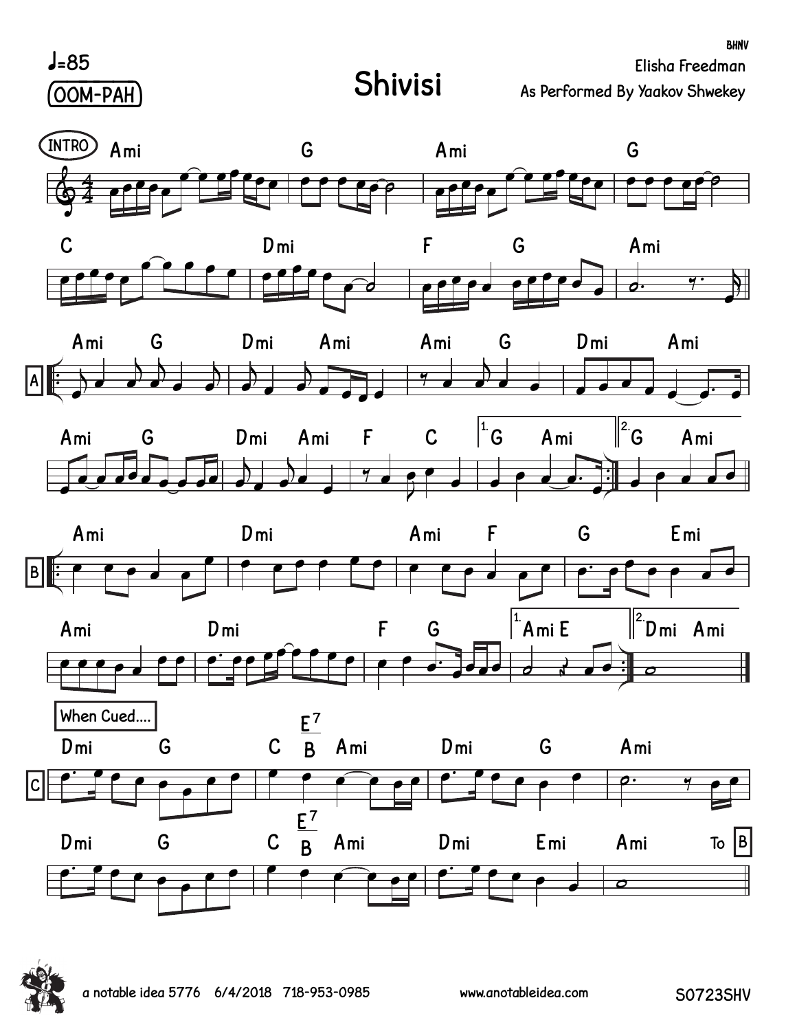# Shivisi

♩=85

OOM-PAH

Elisha Freedman

As Performed By Yaakov Shwekey

INTRO

Ami G Ami G

C Dmi F G Ami

A

Ami G Dmi Ami Ami G Dmi Ami

Ami G Dmi Ami F C 1. G Ami 2. G Ami

B

Ami Dmi Ami F G Emi

Ami Dmi F G 1. Ami E 2. Dmi Ami

When Cued....

C

Dmi G C $E^7$/B Ami Dmi G Ami

Dmi G C $E^7$/B Ami Dmi Emi Ami To B

a notable idea 5776 6/4/2018 718-953-0985 www.anotableidea.com S0723SHV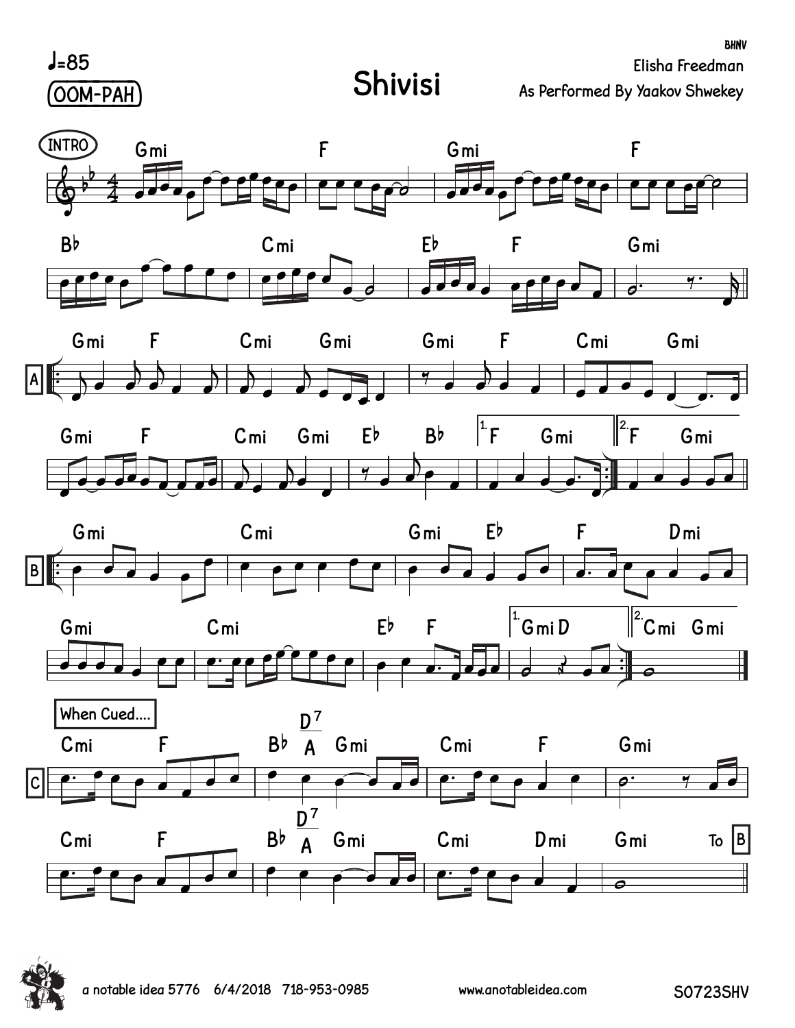♩=85

OOM-PAH

# Shivisi

BHNV

Elisha Freedman

As Performed By Yaakov Shwekey

INTRO

Gmi F Gmi F

B♭ Cmi E♭ F Gmi

A

Gmi F Cmi Gmi Gmi F Cmi Gmi

Gmi F Cmi Gmi E♭ B♭ 1. F Gmi 2. F Gmi

B

Gmi Cmi Gmi E♭ F Dmi

Gmi Cmi E♭ F 1. Gmi D 2. Cmi Gmi

When Cued....

C

Cmi F B♭ D7/A Gmi Cmi F Gmi

Cmi F B♭ D7/A Gmi Cmi Dmi Gmi To B

a notable idea 5776 6/4/2018 718-953-0985 www.anotableidea.com S0723SHV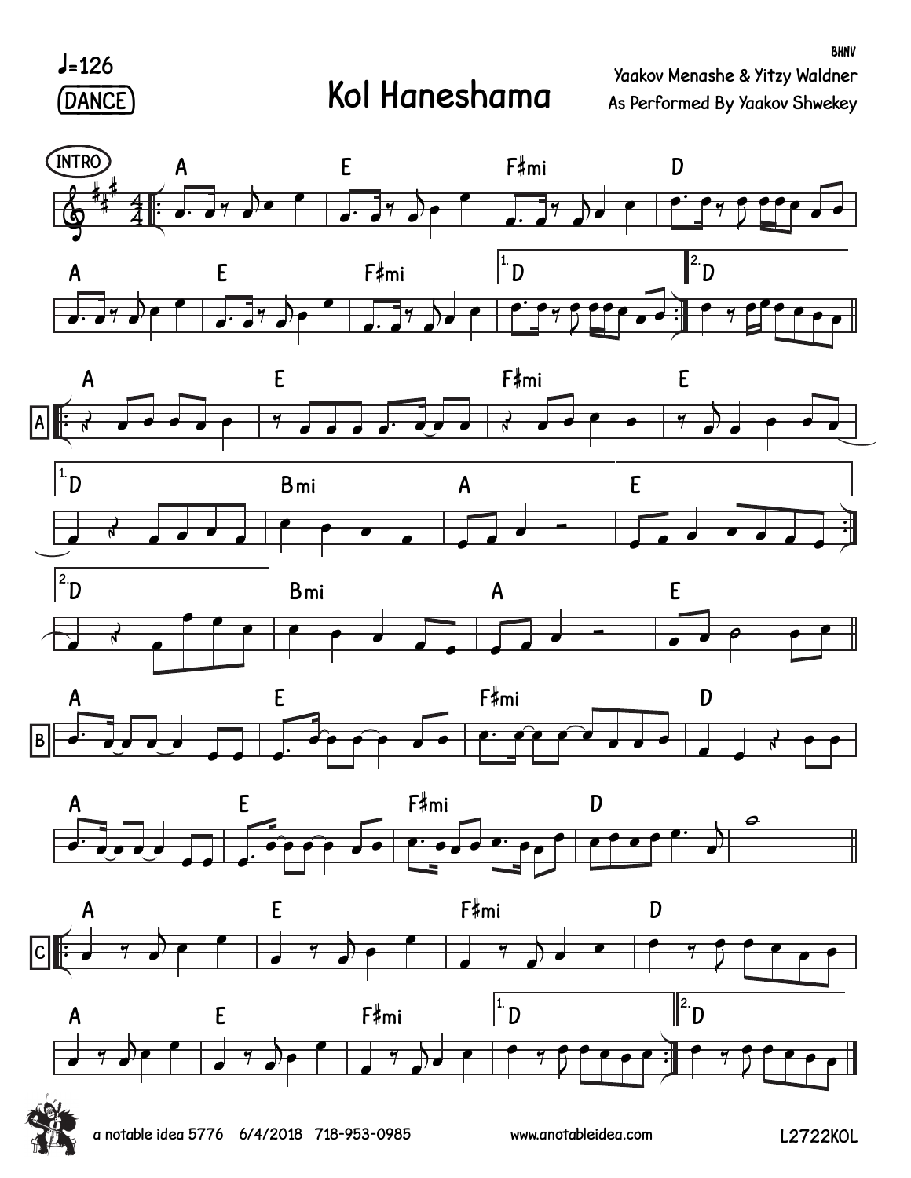♩=126

DANCE

# Kol Haneshama

BHNV

Yaakov Menashe & Yitzy Waldner

As Performed By Yaakov Shwekey

INTRO

A E F♯mi D

A E F♯mi 1. D 2. D

A

A E F♯mi E

1. D Bmi A E

2. D Bmi A E

B

A E F♯mi D

A E F♯mi D

C

A E F♯mi D

A E F♯mi 1. D 2. D

a notable idea 5776 6/4/2018 718-953-0985 www.anotableidea.com L2722KOL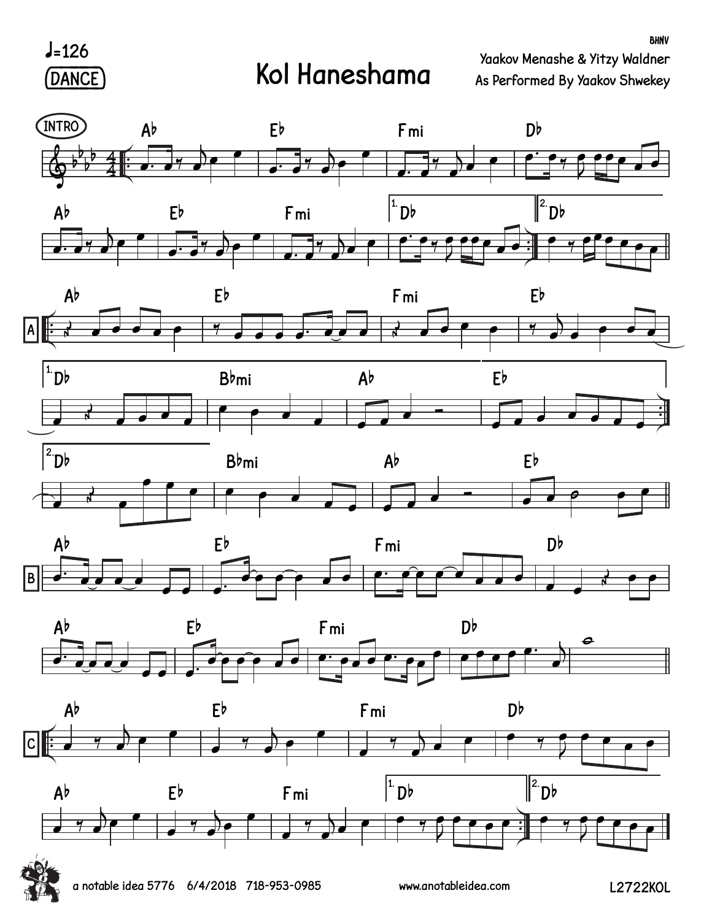♩=126

DANCE

# Kol Haneshama

BHNV

Yaakov Menashe & Yitzy Waldner

As Performed By Yaakov Shwekey

INTRO

Ab Eb Fmi Db

Ab Eb Fmi 1. Db 2. Db

A

Ab Eb Fmi Eb

1. Db Bbmi Ab Eb

2. Db Bbmi Ab Eb

B

Ab Eb Fmi Db

Ab Eb Fmi Db

C

Ab Eb Fmi Db

Ab Eb Fmi 1. Db 2. Db

a notable idea 5776 6/4/2018 718-953-0985 www.anotableidea.com L2722KOL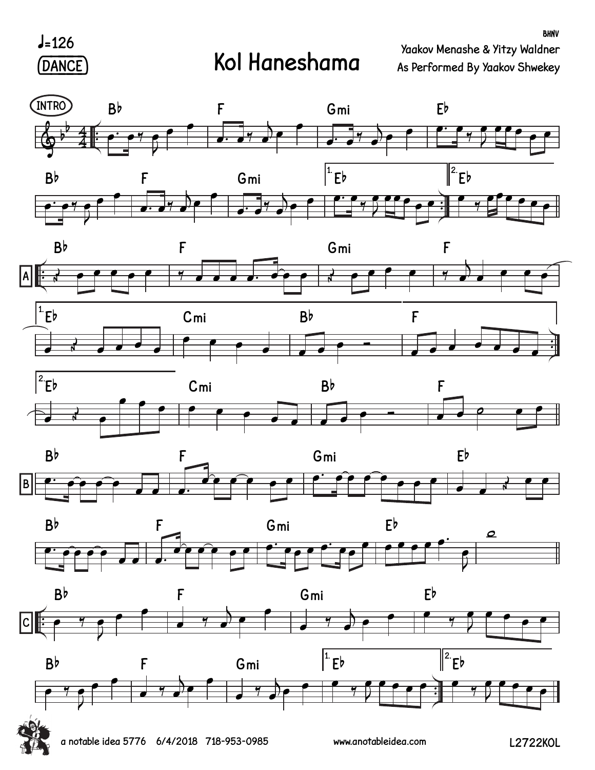♩=126

DANCE

# Kol Haneshama

BHNV

Yaakov Menashe & Yitzy Waldner

As Performed By Yaakov Shwekey

INTRO

Bb F Gmi Eb

Bb F Gmi 1. Eb 2. Eb

A

Bb F Gmi F

1. Eb Cmi Bb F

2. Eb Cmi Bb F

B

Bb F Gmi Eb

Bb F Gmi Eb

C

Bb F Gmi Eb

Bb F Gmi 1. Eb 2. Eb

a notable idea 5776 6/4/2018 718-953-0985 www.anotableidea.com L2722KOL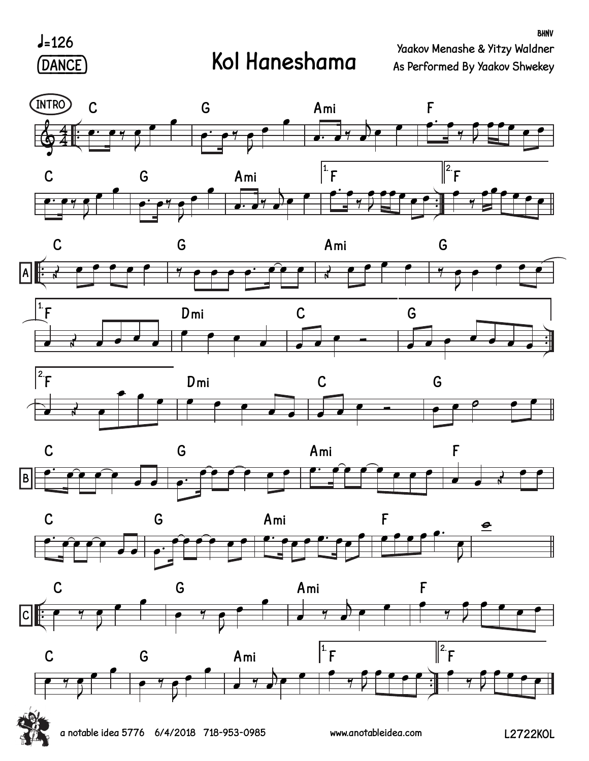♩=126

DANCE

# Kol Haneshama

BHNV

Yaakov Menashe & Yitzy Waldner
As Performed By Yaakov Shwekey

INTRO

C G Ami F

C G Ami 1. F 2. F

A

C G Ami G

1. F Dmi C G

2. F Dmi C G

B

C G Ami F

C G Ami F

C

C G Ami F

C G Ami 1. F 2. F

a notable idea 5776 6/4/2018 718-953-0985 www.anotableidea.com L2722KOL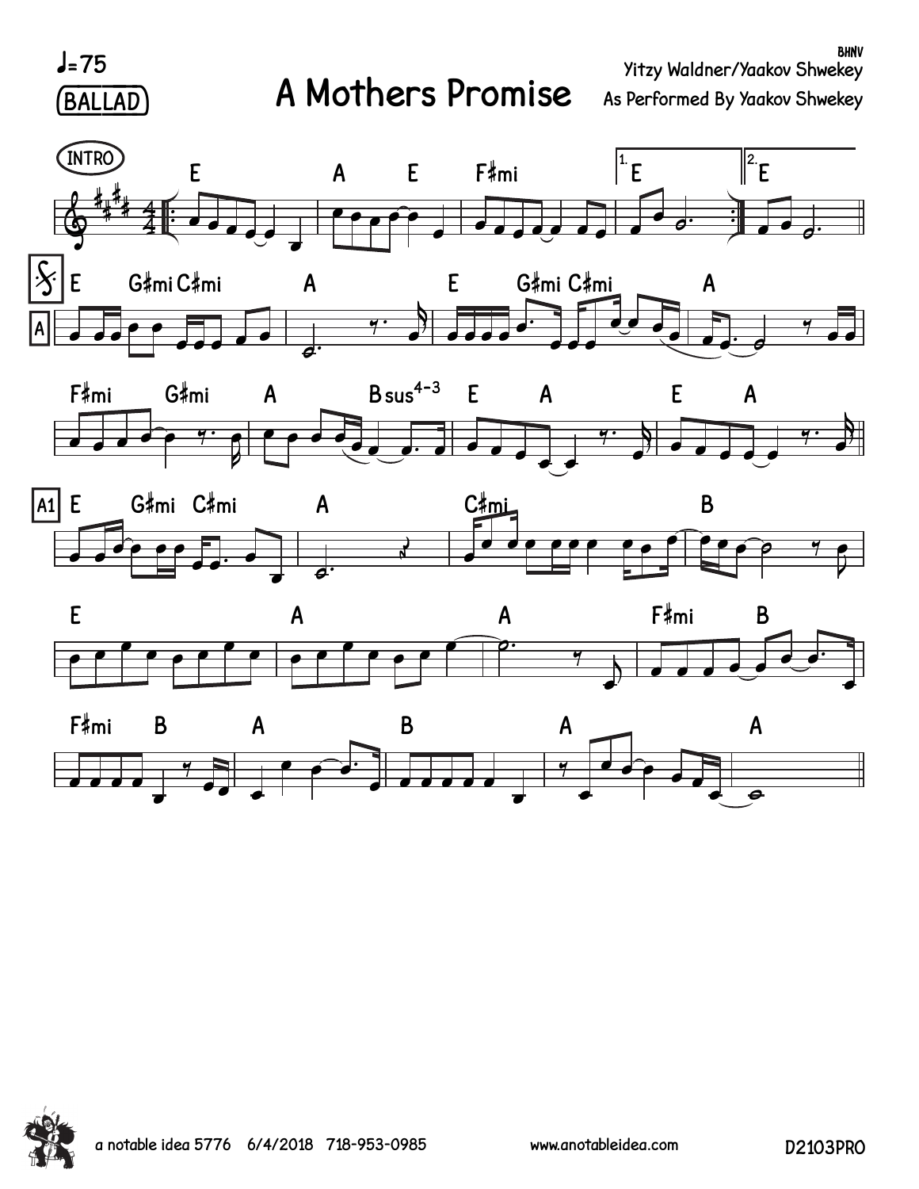♩=75

BALLAD

# A Mothers Promise

BHNV

Yitzy Waldner/Yaakov Shwekey

As Performed By Yaakov Shwekey

INTRO

E | A E | F♯mi | 1. E | 2. E

A

E G♯mi C♯mi | A | E G♯mi C♯mi | A

F♯mi G♯mi | A Bsus4-3 | E A | E A

A1

E G♯mi C♯mi | A | C♯mi | B

E | A | A | F♯mi B

F♯mi B | A | B | A | A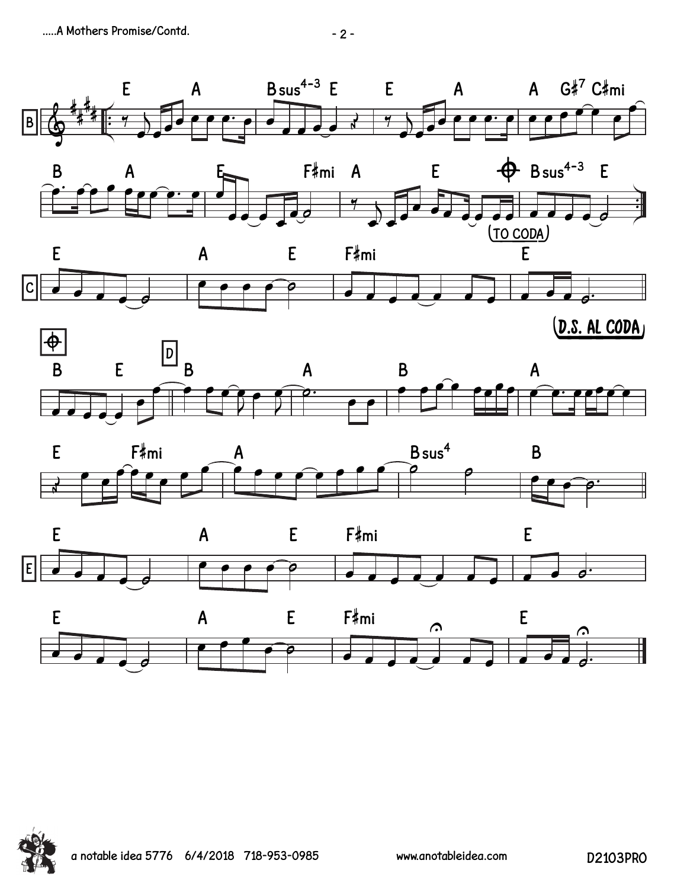**B**

E A Bsus4-3 E | E A A G#7 C#mi

B A E F#mi | A E Bsus4-3 E

(TO CODA)

**C**

E A E F#mi E

(D.S. AL CODA)

**CODA**

B E

**D**

B A B A

E F#mi A Bsus4 B

**E**

E A E F#mi E

E A E F#mi E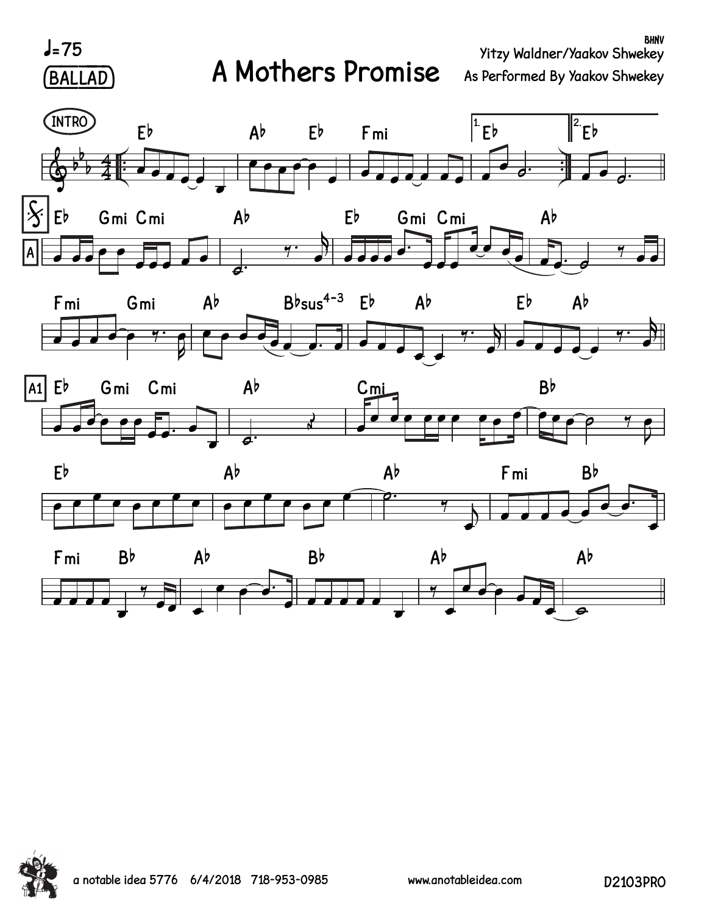♩=75
BALLAD

# A Mothers Promise

BHNV
Yitzy Waldner/Yaakov Shwekey
As Performed By Yaakov Shwekey

INTRO

Eb | Ab Eb | Fmi | 1. Eb | 2. Eb

A

Eb Gmi Cmi | Ab | Eb Gmi Cmi | Ab

Fmi Gmi | Ab Bbsus4-3 | Eb Ab | Eb Ab

A1

Eb Gmi Cmi | Ab | Cmi | Bb

Eb | Ab | Ab | Fmi Bb

Fmi Bb | Ab | Bb | Ab | Ab

a notable idea 5776 6/4/2018 718-953-0985 www.anotableidea.com D2103PRO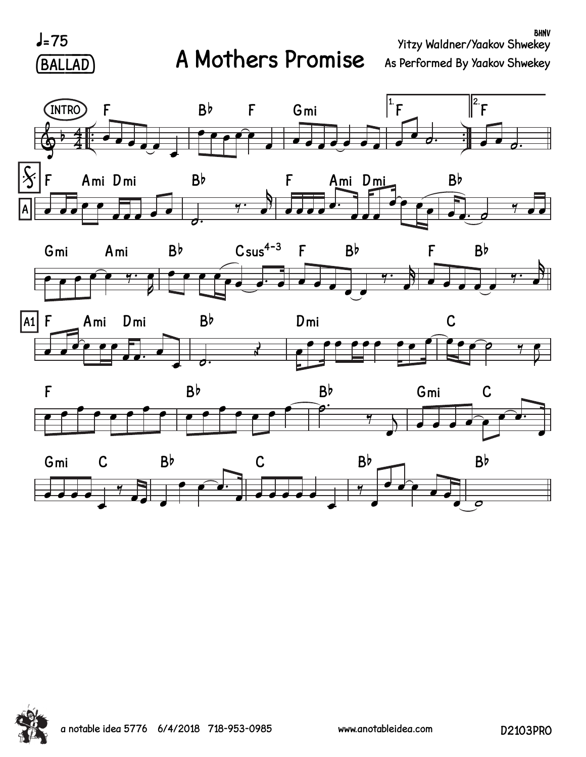♩=75

BALLAD

# A Mothers Promise

BHNV

Yitzy Waldner/Yaakov Shwekey

As Performed By Yaakov Shwekey

INTRO F | B♭ F | Gmi | 1. F | 2. F

A F Ami Dmi | B♭ | F Ami Dmi | B♭

Gmi Ami | B♭ Csus4-3 | F B♭ | F B♭

A1 F Ami Dmi | B♭ | Dmi | C

F | B♭ | B♭ | Gmi C

Gmi C | B♭ | C | B♭ | B♭

a notable idea 5776 6/4/2018 718-953-0985 www.anotableidea.com D2103PRO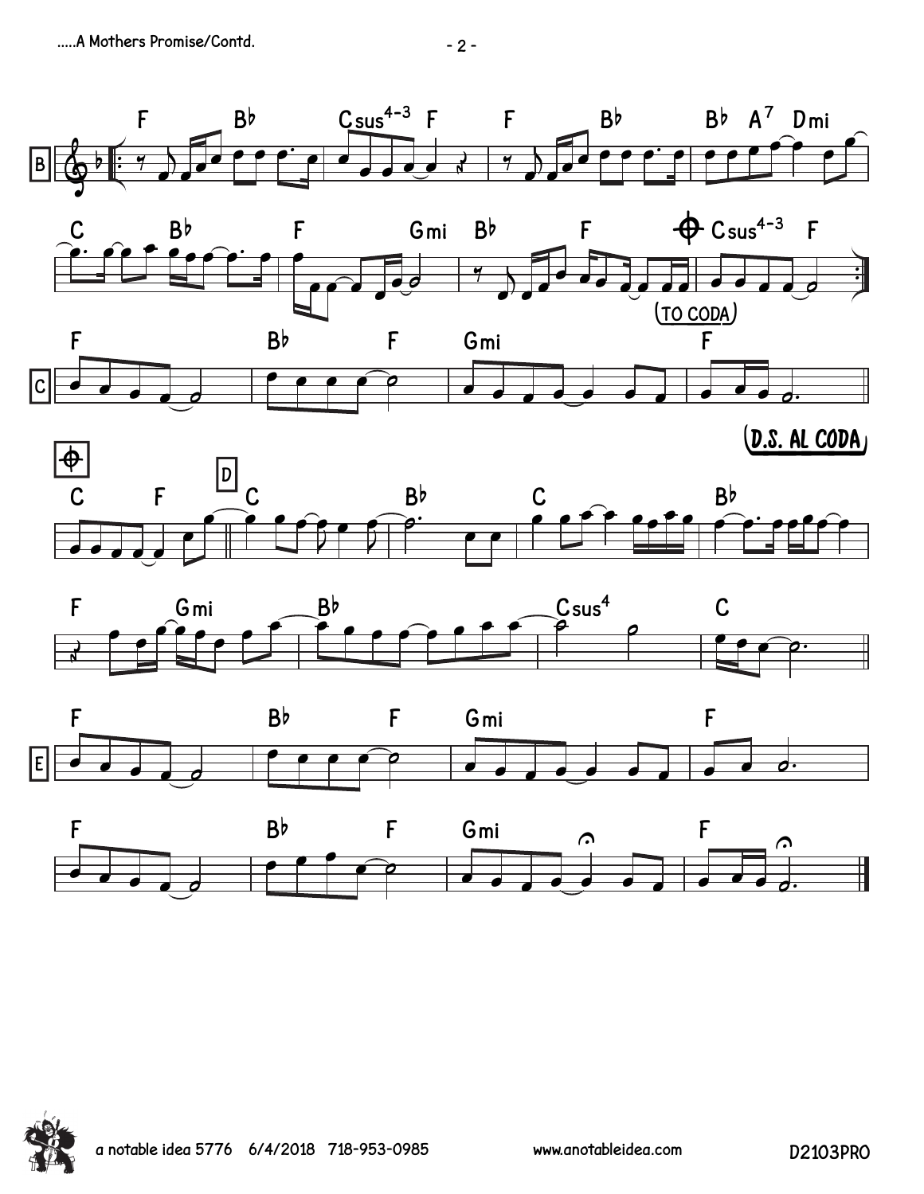**B**

F Bb Csus4-3 F | F Bb | Bb A7 Dmi

C Bb | F Gmi | Bb F | Csus4-3 F

(TO CODA)

**C**

F | Bb F | Gmi | F

(D.S. AL CODA)

C F **D** C | Bb | C | Bb

F Gmi | Bb | Csus4 | C

**E**

F | Bb F | Gmi | F

F | Bb F | Gmi | F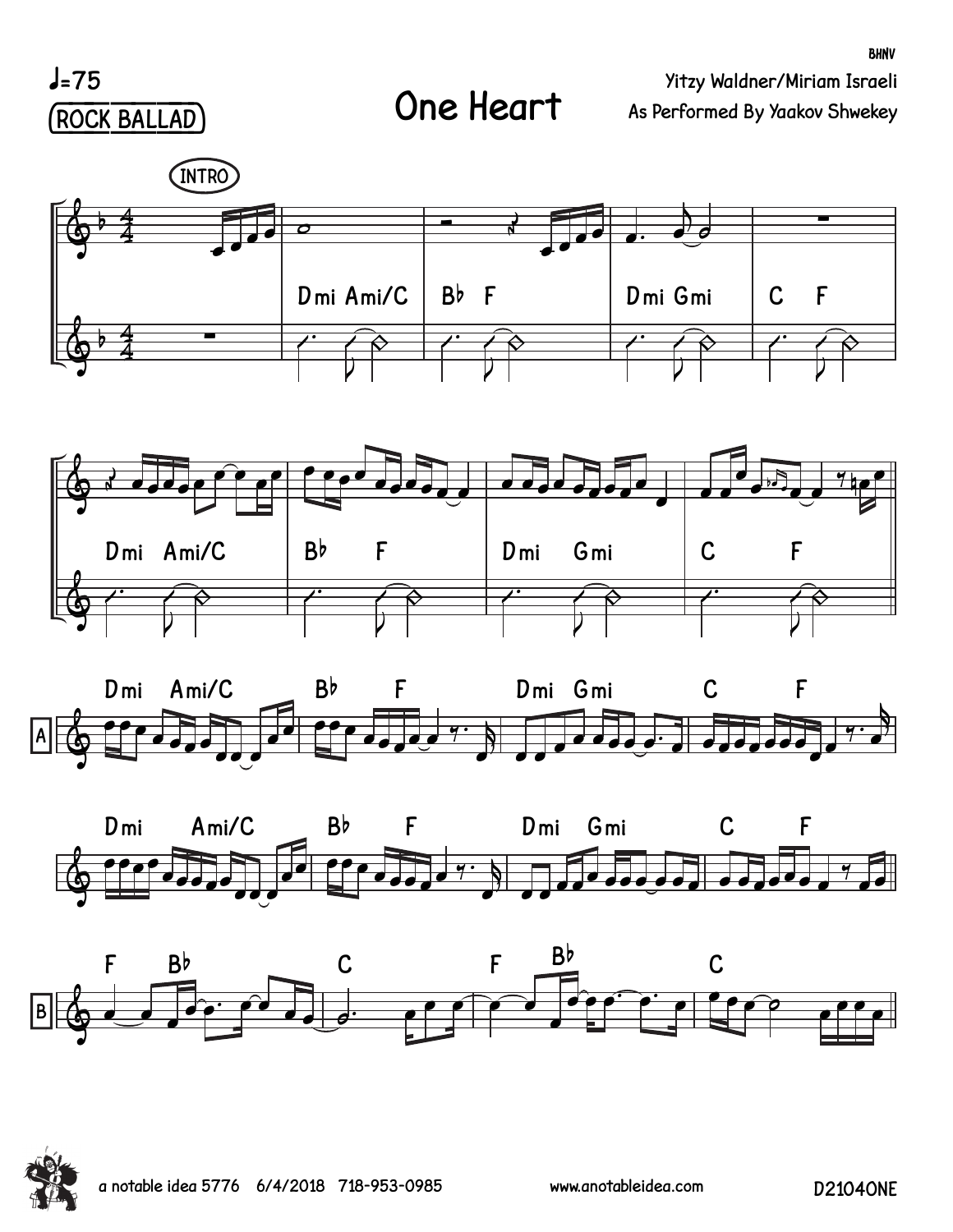♩=75

ROCK BALLAD

# One Heart

Yitzy Waldner/Miriam Israeli

As Performed By Yaakov Shwekey

INTRO

Dmi Ami/C | B♭ F | Dmi Gmi | C F

Dmi Ami/C | B♭ F | Dmi Gmi | C F

A

Dmi Ami/C | B♭ F | Dmi Gmi | C F

Dmi Ami/C | B♭ F | Dmi Gmi | C F

B

F B♭ | C | F B♭ | C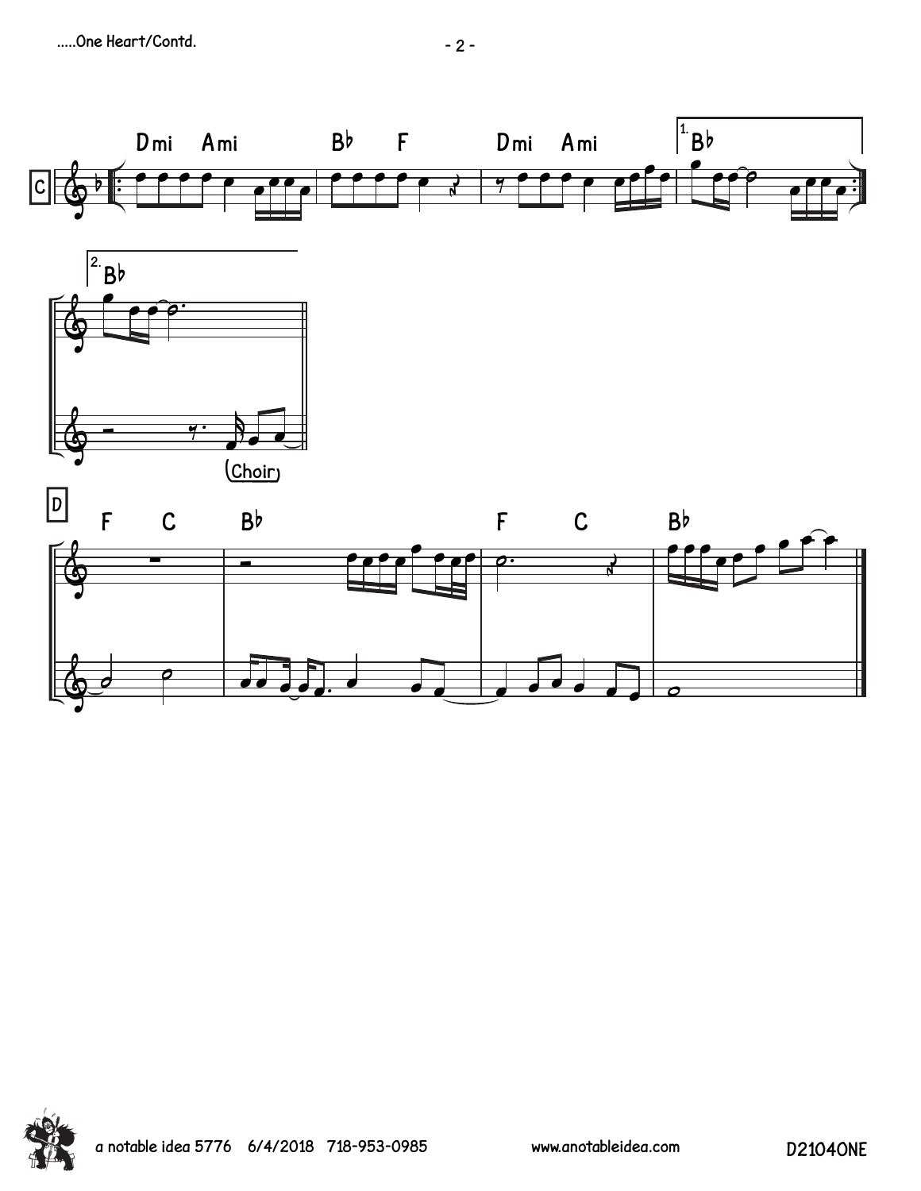C

Dmi Ami | B♭ F | Dmi Ami | 1. B♭

2. B♭

(Choir)

D

F C | B♭ | F C | B♭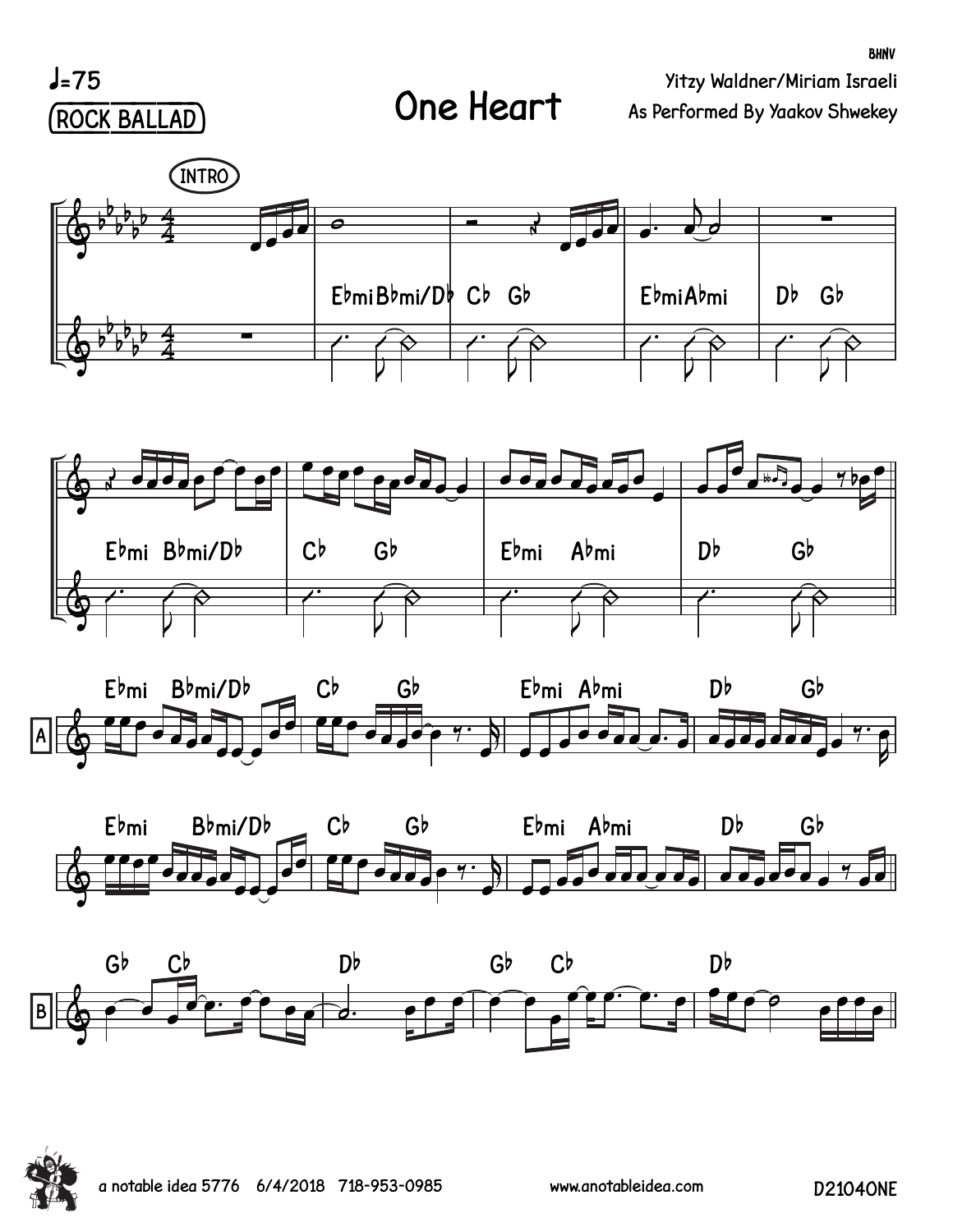♩=75

ROCK BALLAD

# One Heart

BHNV

Yitzy Waldner/Miriam Israeli

As Performed By Yaakov Shwekey

INTRO

Ebmi Bbmi/Db Cb Gb Ebmi Abmi Db Gb

Ebmi Bbmi/Db Cb Gb Ebmi Abmi Db Gb

A

Ebmi Bbmi/Db Cb Gb Ebmi Abmi Db Gb

Ebmi Bbmi/Db Cb Gb Ebmi Abmi Db Gb

B

Gb Cb Db Gb Cb Db

a notable idea 5776 6/4/2018 718-953-0985 www.anotableidea.com D2104ONE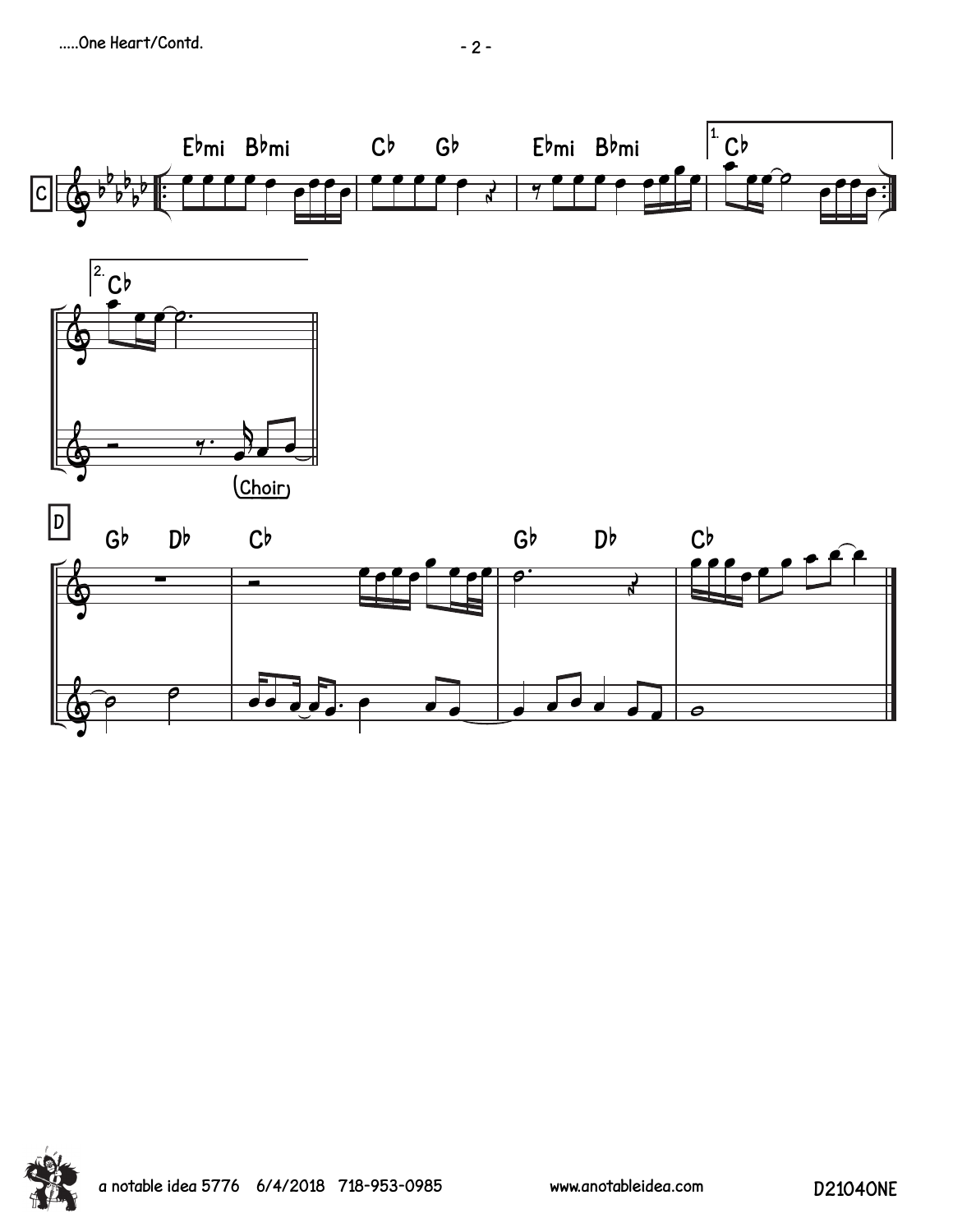C

Ebmi Bbmi | Cb Gb | Ebmi Bbmi | 1. Cb

2. Cb

(Choir)

D

Gb Db | Cb | Gb Db | Cb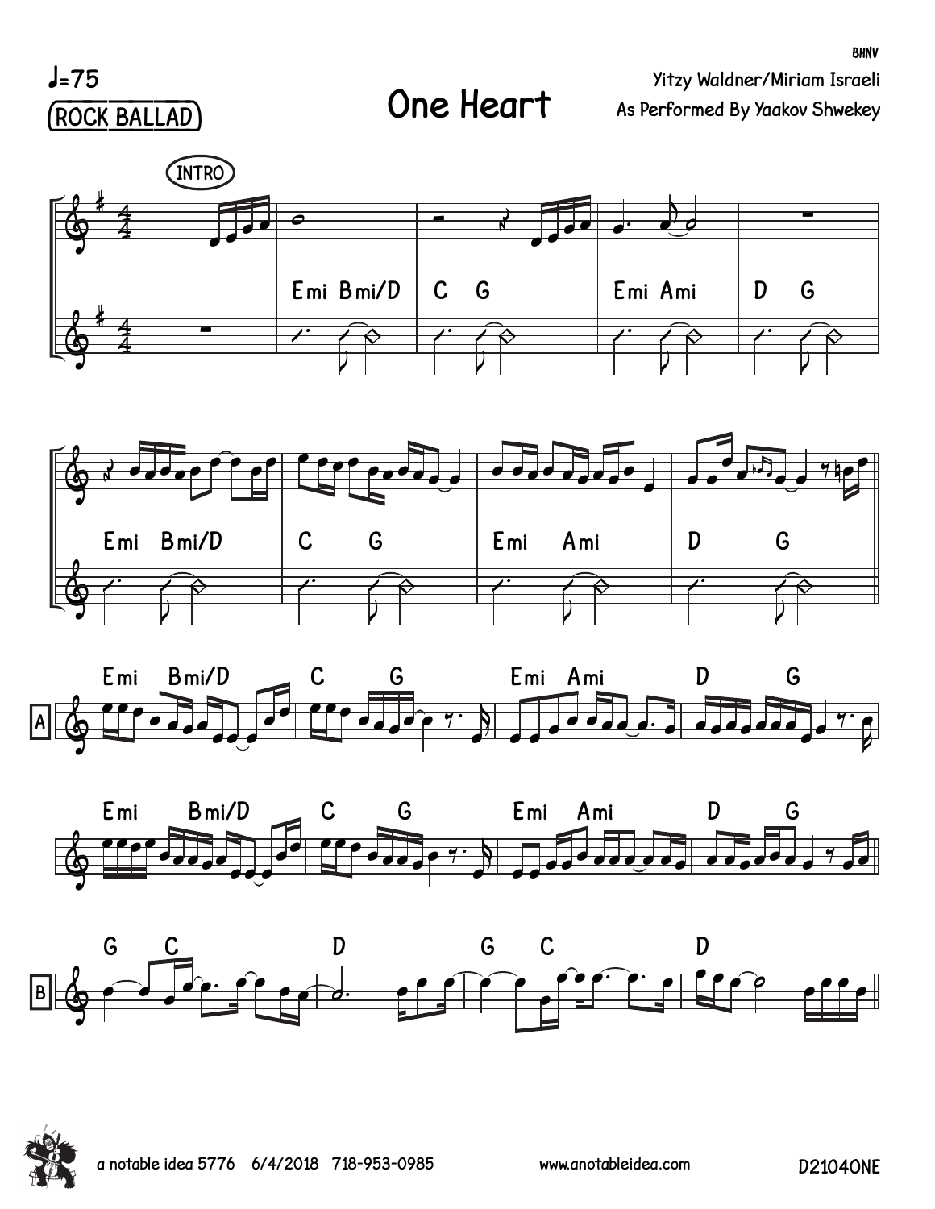♩=75

ROCK BALLAD

# One Heart

BHNV

Yitzy Waldner/Miriam Israeli
As Performed By Yaakov Shwekey

INTRO

Emi Bmi/D | C G | Emi Ami | D G

Emi Bmi/D | C G | Emi Ami | D G

A

Emi Bmi/D | C G | Emi Ami | D G

Emi Bmi/D | C G | Emi Ami | D G

B

G C | D | G C | D

a notable idea 5776 6/4/2018 718-953-0985 www.anotableidea.com D21040NE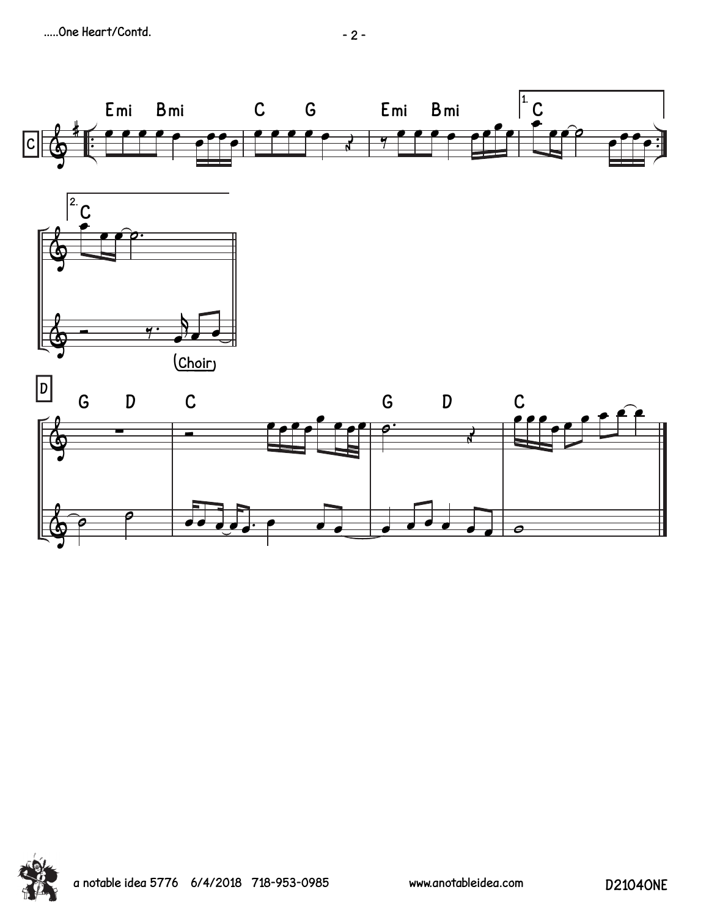.....One Heart/Contd.

C

Emi Bmi C G Emi Bmi 1. C

2. C

(Choir)

D

G D C G D C

a notable idea 5776 6/4/2018 718-953-0985 www.anotableidea.com D2104ONE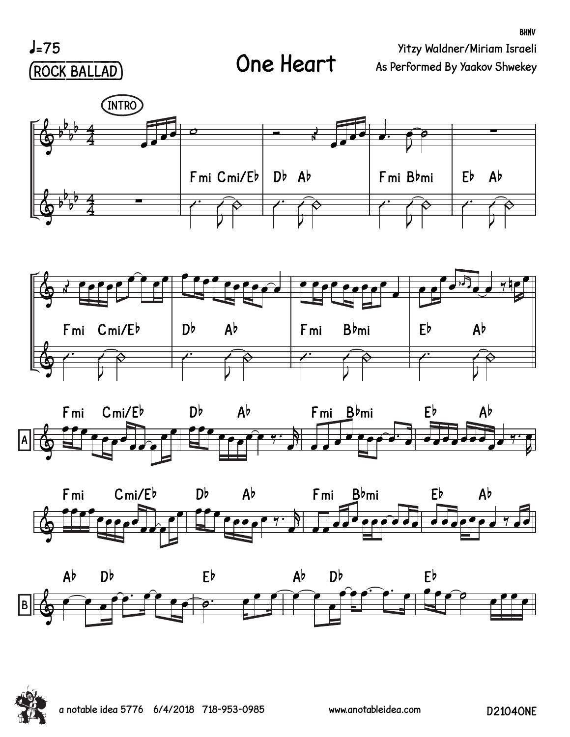♩=75

ROCK BALLAD

# One Heart

Yitzy Waldner/Miriam Israeli

As Performed By Yaakov Shwekey

INTRO

Fmi Cmi/E♭ | D♭ A♭ | Fmi B♭mi | E♭ A♭

Fmi Cmi/E♭ | D♭ A♭ | Fmi B♭mi | E♭ A♭

A

Fmi Cmi/E♭ | D♭ A♭ | Fmi B♭mi | E♭ A♭

Fmi Cmi/E♭ | D♭ A♭ | Fmi B♭mi | E♭ A♭

B

A♭ D♭ | E♭ | A♭ D♭ | E♭

a notable idea 5776 6/4/2018 718-953-0985

www.anotableidea.com

D2104ONE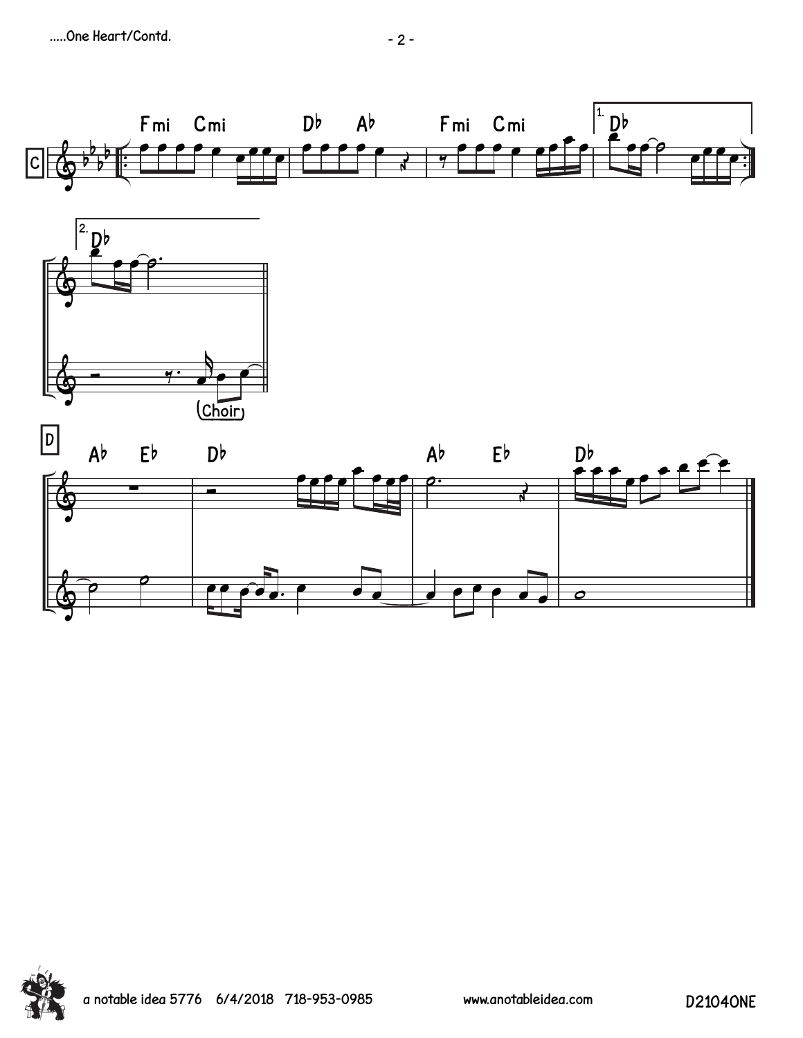C

Fmi Cmi Db Ab Fmi Cmi 1. Db

2. Db

(Choir)

D

Ab Eb Db Ab Eb Db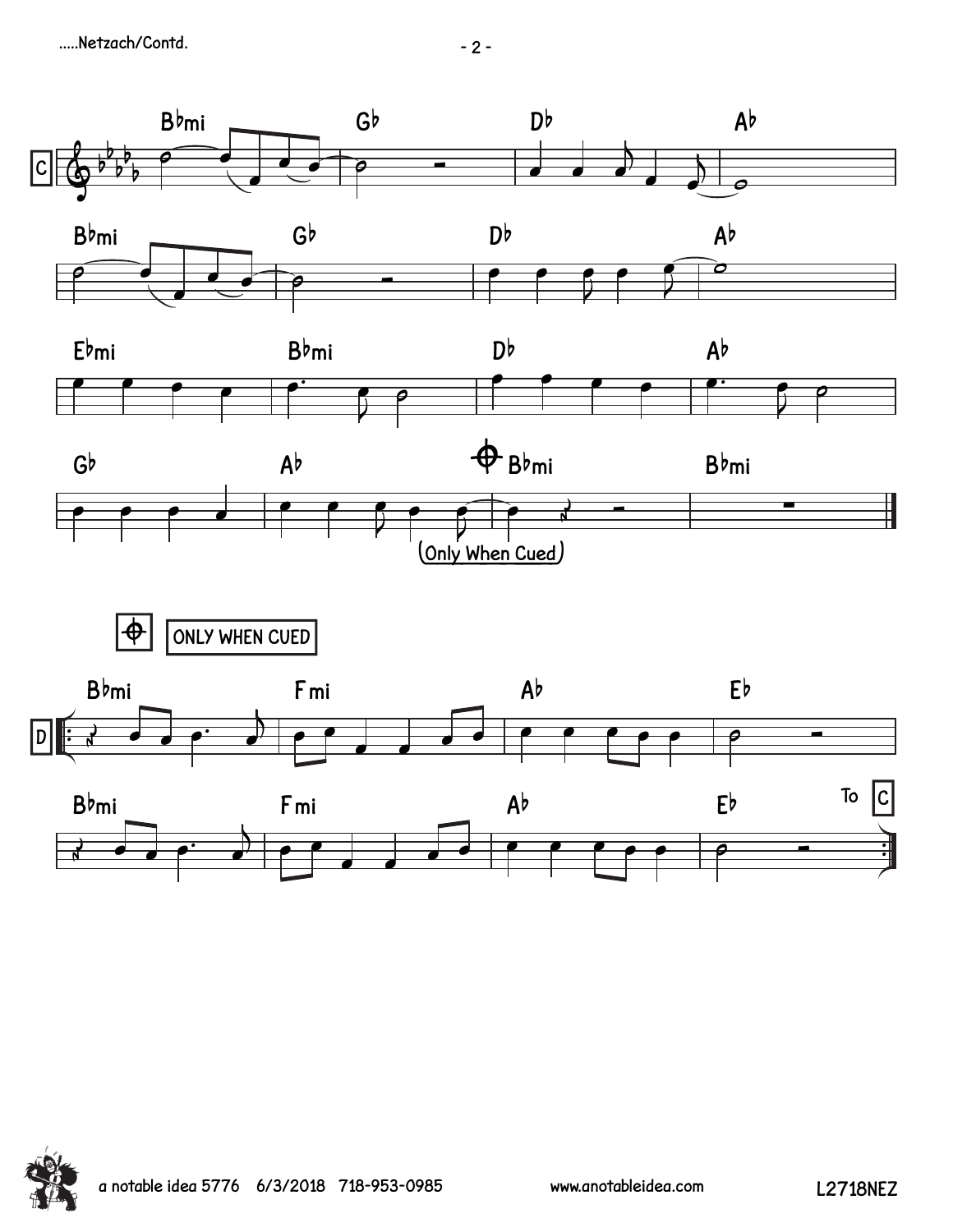.....Netzach/Contd.

C

Bbmi Gb Db Ab

Bbmi Gb Db Ab

Ebmi Bbmi Db Ab

Gb Ab Bbmi Bbmi

(Only When Cued)

ONLY WHEN CUED

D

Bbmi Fmi Ab Eb

Bbmi Fmi Ab Eb To C

a notable idea 5776 6/3/2018 718-953-0985 www.anotableidea.com L2718NEZ